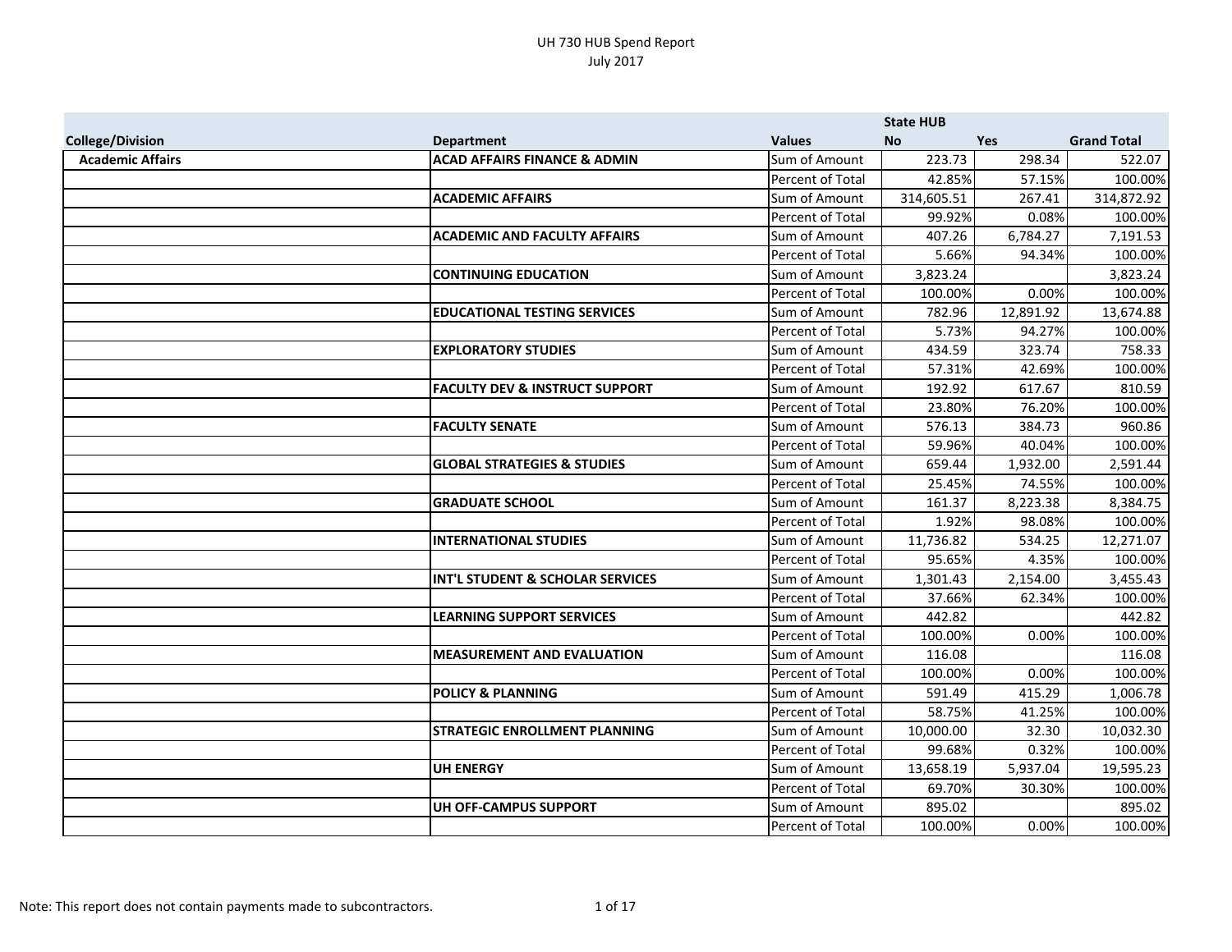# UH 730 HUB Spend Report
## July 2017

| | | | State HUB | | |
|---|---|---|---|---|---|
| **College/Division** | **Department** | **Values** | **No** | **Yes** | **Grand Total** |
| **Academic Affairs** | **ACAD AFFAIRS FINANCE & ADMIN** | Sum of Amount | 223.73 | 298.34 | 522.07 |
| | | Percent of Total | 42.85% | 57.15% | 100.00% |
| | **ACADEMIC AFFAIRS** | Sum of Amount | 314,605.51 | 267.41 | 314,872.92 |
| | | Percent of Total | 99.92% | 0.08% | 100.00% |
| | **ACADEMIC AND FACULTY AFFAIRS** | Sum of Amount | 407.26 | 6,784.27 | 7,191.53 |
| | | Percent of Total | 5.66% | 94.34% | 100.00% |
| | **CONTINUING EDUCATION** | Sum of Amount | 3,823.24 | | 3,823.24 |
| | | Percent of Total | 100.00% | 0.00% | 100.00% |
| | **EDUCATIONAL TESTING SERVICES** | Sum of Amount | 782.96 | 12,891.92 | 13,674.88 |
| | | Percent of Total | 5.73% | 94.27% | 100.00% |
| | **EXPLORATORY STUDIES** | Sum of Amount | 434.59 | 323.74 | 758.33 |
| | | Percent of Total | 57.31% | 42.69% | 100.00% |
| | **FACULTY DEV & INSTRUCT SUPPORT** | Sum of Amount | 192.92 | 617.67 | 810.59 |
| | | Percent of Total | 23.80% | 76.20% | 100.00% |
| | **FACULTY SENATE** | Sum of Amount | 576.13 | 384.73 | 960.86 |
| | | Percent of Total | 59.96% | 40.04% | 100.00% |
| | **GLOBAL STRATEGIES & STUDIES** | Sum of Amount | 659.44 | 1,932.00 | 2,591.44 |
| | | Percent of Total | 25.45% | 74.55% | 100.00% |
| | **GRADUATE SCHOOL** | Sum of Amount | 161.37 | 8,223.38 | 8,384.75 |
| | | Percent of Total | 1.92% | 98.08% | 100.00% |
| | **INTERNATIONAL STUDIES** | Sum of Amount | 11,736.82 | 534.25 | 12,271.07 |
| | | Percent of Total | 95.65% | 4.35% | 100.00% |
| | **INT'L STUDENT & SCHOLAR SERVICES** | Sum of Amount | 1,301.43 | 2,154.00 | 3,455.43 |
| | | Percent of Total | 37.66% | 62.34% | 100.00% |
| | **LEARNING SUPPORT SERVICES** | Sum of Amount | 442.82 | | 442.82 |
| | | Percent of Total | 100.00% | 0.00% | 100.00% |
| | **MEASUREMENT AND EVALUATION** | Sum of Amount | 116.08 | | 116.08 |
| | | Percent of Total | 100.00% | 0.00% | 100.00% |
| | **POLICY & PLANNING** | Sum of Amount | 591.49 | 415.29 | 1,006.78 |
| | | Percent of Total | 58.75% | 41.25% | 100.00% |
| | **STRATEGIC ENROLLMENT PLANNING** | Sum of Amount | 10,000.00 | 32.30 | 10,032.30 |
| | | Percent of Total | 99.68% | 0.32% | 100.00% |
| | **UH ENERGY** | Sum of Amount | 13,658.19 | 5,937.04 | 19,595.23 |
| | | Percent of Total | 69.70% | 30.30% | 100.00% |
| | **UH OFF-CAMPUS SUPPORT** | Sum of Amount | 895.02 | | 895.02 |
| | | Percent of Total | 100.00% | 0.00% | 100.00% |

Note: This report does not contain payments made to subcontractors.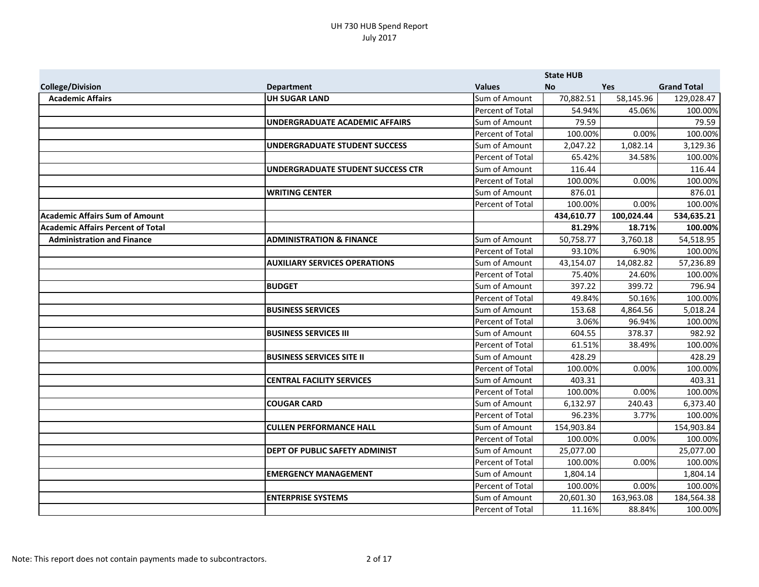| | | | State HUB | | |
|---|---|---|---|---|---|
| **College/Division** | **Department** | **Values** | **No** | **Yes** | **Grand Total** |
| **Academic Affairs** | **UH SUGAR LAND** | Sum of Amount | 70,882.51 | 58,145.96 | 129,028.47 |
| | | Percent of Total | 54.94% | 45.06% | 100.00% |
| | **UNDERGRADUATE ACADEMIC AFFAIRS** | Sum of Amount | 79.59 | | 79.59 |
| | | Percent of Total | 100.00% | 0.00% | 100.00% |
| | **UNDERGRADUATE STUDENT SUCCESS** | Sum of Amount | 2,047.22 | 1,082.14 | 3,129.36 |
| | | Percent of Total | 65.42% | 34.58% | 100.00% |
| | **UNDERGRADUATE STUDENT SUCCESS CTR** | Sum of Amount | 116.44 | | 116.44 |
| | | Percent of Total | 100.00% | 0.00% | 100.00% |
| | **WRITING CENTER** | Sum of Amount | 876.01 | | 876.01 |
| | | Percent of Total | 100.00% | 0.00% | 100.00% |
| **Academic Affairs Sum of Amount** | | | **434,610.77** | **100,024.44** | **534,635.21** |
| **Academic Affairs Percent of Total** | | | **81.29%** | **18.71%** | **100.00%** |
| **Administration and Finance** | **ADMINISTRATION & FINANCE** | Sum of Amount | 50,758.77 | 3,760.18 | 54,518.95 |
| | | Percent of Total | 93.10% | 6.90% | 100.00% |
| | **AUXILIARY SERVICES OPERATIONS** | Sum of Amount | 43,154.07 | 14,082.82 | 57,236.89 |
| | | Percent of Total | 75.40% | 24.60% | 100.00% |
| | **BUDGET** | Sum of Amount | 397.22 | 399.72 | 796.94 |
| | | Percent of Total | 49.84% | 50.16% | 100.00% |
| | **BUSINESS SERVICES** | Sum of Amount | 153.68 | 4,864.56 | 5,018.24 |
| | | Percent of Total | 3.06% | 96.94% | 100.00% |
| | **BUSINESS SERVICES III** | Sum of Amount | 604.55 | 378.37 | 982.92 |
| | | Percent of Total | 61.51% | 38.49% | 100.00% |
| | **BUSINESS SERVICES SITE II** | Sum of Amount | 428.29 | | 428.29 |
| | | Percent of Total | 100.00% | 0.00% | 100.00% |
| | **CENTRAL FACILITY SERVICES** | Sum of Amount | 403.31 | | 403.31 |
| | | Percent of Total | 100.00% | 0.00% | 100.00% |
| | **COUGAR CARD** | Sum of Amount | 6,132.97 | 240.43 | 6,373.40 |
| | | Percent of Total | 96.23% | 3.77% | 100.00% |
| | **CULLEN PERFORMANCE HALL** | Sum of Amount | 154,903.84 | | 154,903.84 |
| | | Percent of Total | 100.00% | 0.00% | 100.00% |
| | **DEPT OF PUBLIC SAFETY ADMINIST** | Sum of Amount | 25,077.00 | | 25,077.00 |
| | | Percent of Total | 100.00% | 0.00% | 100.00% |
| | **EMERGENCY MANAGEMENT** | Sum of Amount | 1,804.14 | | 1,804.14 |
| | | Percent of Total | 100.00% | 0.00% | 100.00% |
| | **ENTERPRISE SYSTEMS** | Sum of Amount | 20,601.30 | 163,963.08 | 184,564.38 |
| | | Percent of Total | 11.16% | 88.84% | 100.00% |

Note: This report does not contain payments made to subcontractors.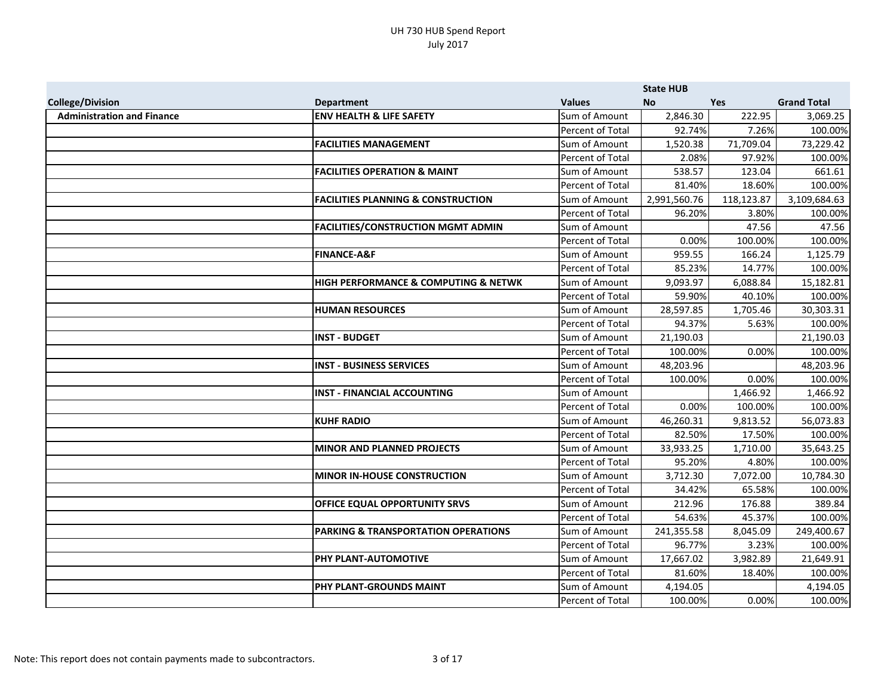# UH 730 HUB Spend Report
July 2017

| | | | State HUB | | |
|---|---|---|---|---|---|
| **College/Division** | **Department** | **Values** | **No** | **Yes** | **Grand Total** |
| **Administration and Finance** | **ENV HEALTH & LIFE SAFETY** | Sum of Amount | 2,846.30 | 222.95 | 3,069.25 |
| | | Percent of Total | 92.74% | 7.26% | 100.00% |
| | **FACILITIES MANAGEMENT** | Sum of Amount | 1,520.38 | 71,709.04 | 73,229.42 |
| | | Percent of Total | 2.08% | 97.92% | 100.00% |
| | **FACILITIES OPERATION & MAINT** | Sum of Amount | 538.57 | 123.04 | 661.61 |
| | | Percent of Total | 81.40% | 18.60% | 100.00% |
| | **FACILITIES PLANNING & CONSTRUCTION** | Sum of Amount | 2,991,560.76 | 118,123.87 | 3,109,684.63 |
| | | Percent of Total | 96.20% | 3.80% | 100.00% |
| | **FACILITIES/CONSTRUCTION MGMT ADMIN** | Sum of Amount | | 47.56 | 47.56 |
| | | Percent of Total | 0.00% | 100.00% | 100.00% |
| | **FINANCE-A&F** | Sum of Amount | 959.55 | 166.24 | 1,125.79 |
| | | Percent of Total | 85.23% | 14.77% | 100.00% |
| | **HIGH PERFORMANCE & COMPUTING & NETWK** | Sum of Amount | 9,093.97 | 6,088.84 | 15,182.81 |
| | | Percent of Total | 59.90% | 40.10% | 100.00% |
| | **HUMAN RESOURCES** | Sum of Amount | 28,597.85 | 1,705.46 | 30,303.31 |
| | | Percent of Total | 94.37% | 5.63% | 100.00% |
| | **INST - BUDGET** | Sum of Amount | 21,190.03 | | 21,190.03 |
| | | Percent of Total | 100.00% | 0.00% | 100.00% |
| | **INST - BUSINESS SERVICES** | Sum of Amount | 48,203.96 | | 48,203.96 |
| | | Percent of Total | 100.00% | 0.00% | 100.00% |
| | **INST - FINANCIAL ACCOUNTING** | Sum of Amount | | 1,466.92 | 1,466.92 |
| | | Percent of Total | 0.00% | 100.00% | 100.00% |
| | **KUHF RADIO** | Sum of Amount | 46,260.31 | 9,813.52 | 56,073.83 |
| | | Percent of Total | 82.50% | 17.50% | 100.00% |
| | **MINOR AND PLANNED PROJECTS** | Sum of Amount | 33,933.25 | 1,710.00 | 35,643.25 |
| | | Percent of Total | 95.20% | 4.80% | 100.00% |
| | **MINOR IN-HOUSE CONSTRUCTION** | Sum of Amount | 3,712.30 | 7,072.00 | 10,784.30 |
| | | Percent of Total | 34.42% | 65.58% | 100.00% |
| | **OFFICE EQUAL OPPORTUNITY SRVS** | Sum of Amount | 212.96 | 176.88 | 389.84 |
| | | Percent of Total | 54.63% | 45.37% | 100.00% |
| | **PARKING & TRANSPORTATION OPERATIONS** | Sum of Amount | 241,355.58 | 8,045.09 | 249,400.67 |
| | | Percent of Total | 96.77% | 3.23% | 100.00% |
| | **PHY PLANT-AUTOMOTIVE** | Sum of Amount | 17,667.02 | 3,982.89 | 21,649.91 |
| | | Percent of Total | 81.60% | 18.40% | 100.00% |
| | **PHY PLANT-GROUNDS MAINT** | Sum of Amount | 4,194.05 | | 4,194.05 |
| | | Percent of Total | 100.00% | 0.00% | 100.00% |

Note: This report does not contain payments made to subcontractors.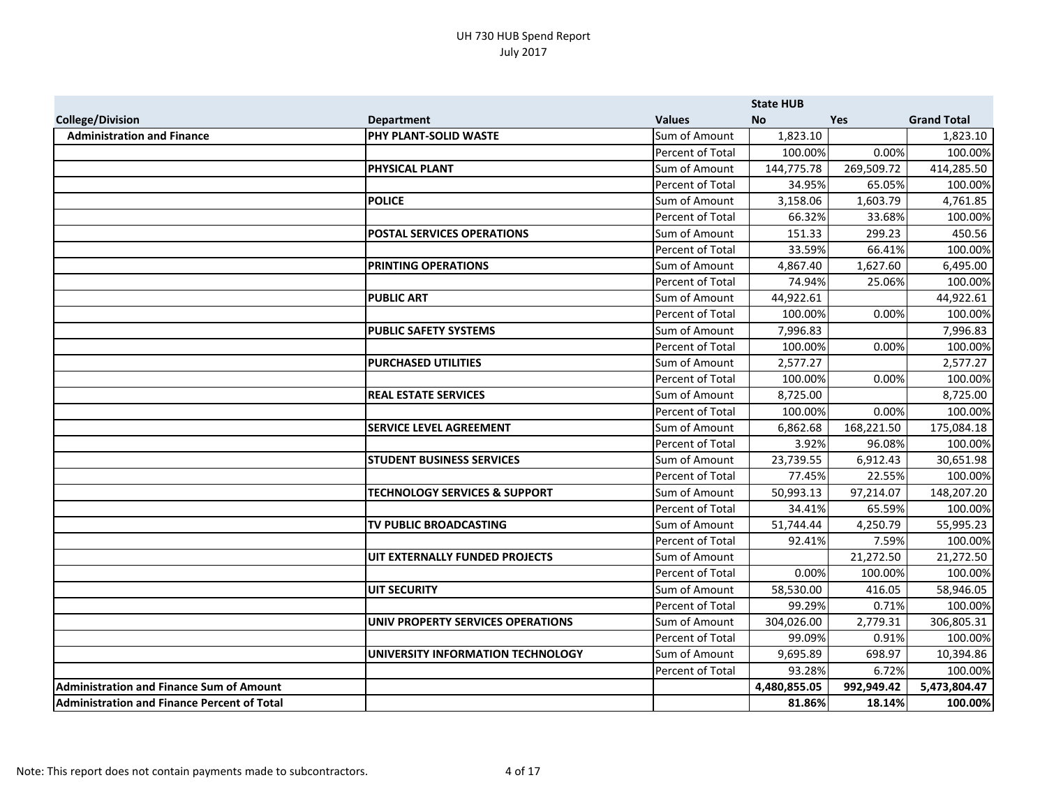UH 730 HUB Spend Report
July 2017

| | | | State HUB | | |
|---|---|---|---|---|---|
| **College/Division** | **Department** | **Values** | **No** | **Yes** | **Grand Total** |
| **Administration and Finance** | **PHY PLANT-SOLID WASTE** | Sum of Amount | 1,823.10 | | 1,823.10 |
| | | Percent of Total | 100.00% | 0.00% | 100.00% |
| | **PHYSICAL PLANT** | Sum of Amount | 144,775.78 | 269,509.72 | 414,285.50 |
| | | Percent of Total | 34.95% | 65.05% | 100.00% |
| | **POLICE** | Sum of Amount | 3,158.06 | 1,603.79 | 4,761.85 |
| | | Percent of Total | 66.32% | 33.68% | 100.00% |
| | **POSTAL SERVICES OPERATIONS** | Sum of Amount | 151.33 | 299.23 | 450.56 |
| | | Percent of Total | 33.59% | 66.41% | 100.00% |
| | **PRINTING OPERATIONS** | Sum of Amount | 4,867.40 | 1,627.60 | 6,495.00 |
| | | Percent of Total | 74.94% | 25.06% | 100.00% |
| | **PUBLIC ART** | Sum of Amount | 44,922.61 | | 44,922.61 |
| | | Percent of Total | 100.00% | 0.00% | 100.00% |
| | **PUBLIC SAFETY SYSTEMS** | Sum of Amount | 7,996.83 | | 7,996.83 |
| | | Percent of Total | 100.00% | 0.00% | 100.00% |
| | **PURCHASED UTILITIES** | Sum of Amount | 2,577.27 | | 2,577.27 |
| | | Percent of Total | 100.00% | 0.00% | 100.00% |
| | **REAL ESTATE SERVICES** | Sum of Amount | 8,725.00 | | 8,725.00 |
| | | Percent of Total | 100.00% | 0.00% | 100.00% |
| | **SERVICE LEVEL AGREEMENT** | Sum of Amount | 6,862.68 | 168,221.50 | 175,084.18 |
| | | Percent of Total | 3.92% | 96.08% | 100.00% |
| | **STUDENT BUSINESS SERVICES** | Sum of Amount | 23,739.55 | 6,912.43 | 30,651.98 |
| | | Percent of Total | 77.45% | 22.55% | 100.00% |
| | **TECHNOLOGY SERVICES & SUPPORT** | Sum of Amount | 50,993.13 | 97,214.07 | 148,207.20 |
| | | Percent of Total | 34.41% | 65.59% | 100.00% |
| | **TV PUBLIC BROADCASTING** | Sum of Amount | 51,744.44 | 4,250.79 | 55,995.23 |
| | | Percent of Total | 92.41% | 7.59% | 100.00% |
| | **UIT EXTERNALLY FUNDED PROJECTS** | Sum of Amount | | 21,272.50 | 21,272.50 |
| | | Percent of Total | 0.00% | 100.00% | 100.00% |
| | **UIT SECURITY** | Sum of Amount | 58,530.00 | 416.05 | 58,946.05 |
| | | Percent of Total | 99.29% | 0.71% | 100.00% |
| | **UNIV PROPERTY SERVICES OPERATIONS** | Sum of Amount | 304,026.00 | 2,779.31 | 306,805.31 |
| | | Percent of Total | 99.09% | 0.91% | 100.00% |
| | **UNIVERSITY INFORMATION TECHNOLOGY** | Sum of Amount | 9,695.89 | 698.97 | 10,394.86 |
| | | Percent of Total | 93.28% | 6.72% | 100.00% |
| **Administration and Finance Sum of Amount** | | | **4,480,855.05** | **992,949.42** | **5,473,804.47** |
| **Administration and Finance Percent of Total** | | | **81.86%** | **18.14%** | **100.00%** |

Note: This report does not contain payments made to subcontractors.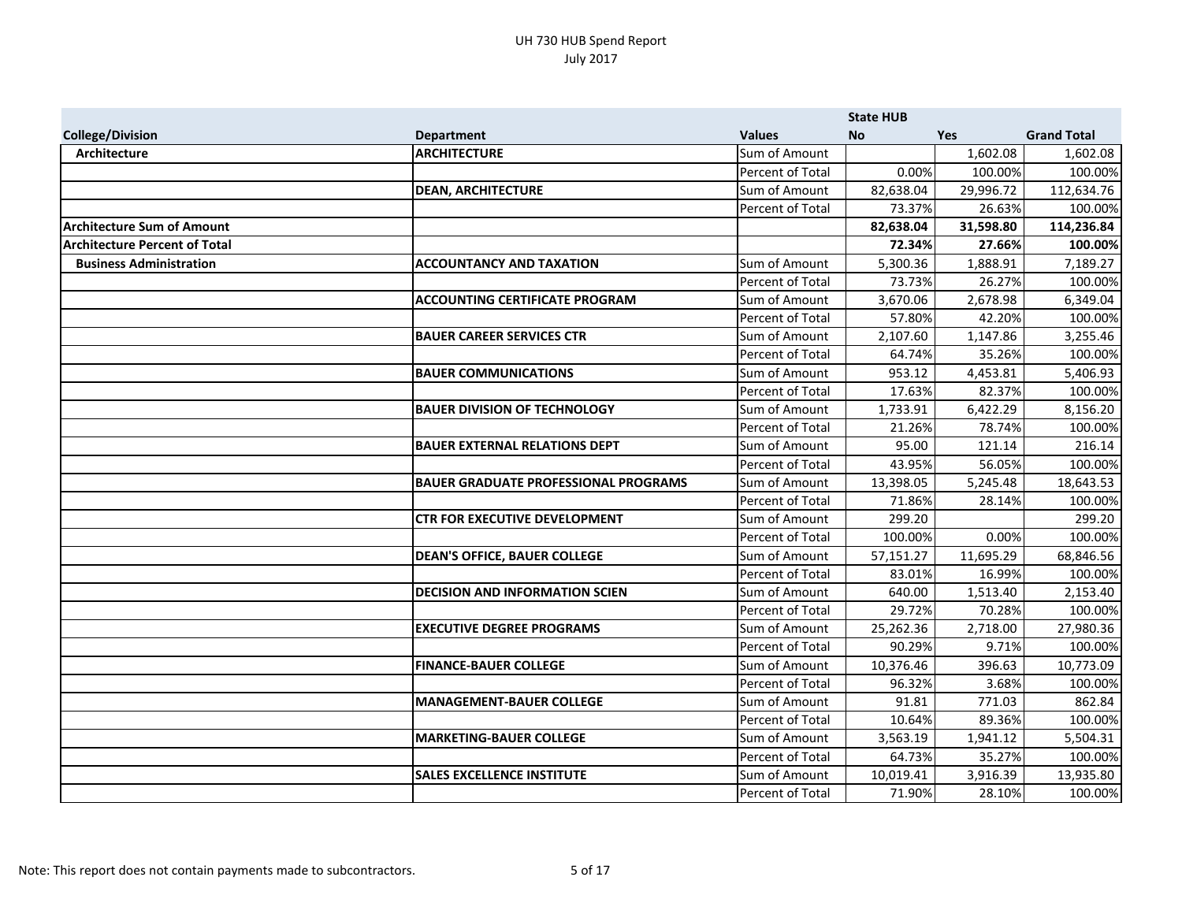# UH 730 HUB Spend Report
July 2017

| | | | State HUB | | |
|---|---|---|---|---|---|
| **College/Division** | **Department** | **Values** | **No** | **Yes** | **Grand Total** |
| **Architecture** | **ARCHITECTURE** | Sum of Amount | | 1,602.08 | 1,602.08 |
| | | Percent of Total | 0.00% | 100.00% | 100.00% |
| | **DEAN, ARCHITECTURE** | Sum of Amount | 82,638.04 | 29,996.72 | 112,634.76 |
| | | Percent of Total | 73.37% | 26.63% | 100.00% |
| **Architecture Sum of Amount** | | | **82,638.04** | **31,598.80** | **114,236.84** |
| **Architecture Percent of Total** | | | **72.34%** | **27.66%** | **100.00%** |
| **Business Administration** | **ACCOUNTANCY AND TAXATION** | Sum of Amount | 5,300.36 | 1,888.91 | 7,189.27 |
| | | Percent of Total | 73.73% | 26.27% | 100.00% |
| | **ACCOUNTING CERTIFICATE PROGRAM** | Sum of Amount | 3,670.06 | 2,678.98 | 6,349.04 |
| | | Percent of Total | 57.80% | 42.20% | 100.00% |
| | **BAUER CAREER SERVICES CTR** | Sum of Amount | 2,107.60 | 1,147.86 | 3,255.46 |
| | | Percent of Total | 64.74% | 35.26% | 100.00% |
| | **BAUER COMMUNICATIONS** | Sum of Amount | 953.12 | 4,453.81 | 5,406.93 |
| | | Percent of Total | 17.63% | 82.37% | 100.00% |
| | **BAUER DIVISION OF TECHNOLOGY** | Sum of Amount | 1,733.91 | 6,422.29 | 8,156.20 |
| | | Percent of Total | 21.26% | 78.74% | 100.00% |
| | **BAUER EXTERNAL RELATIONS DEPT** | Sum of Amount | 95.00 | 121.14 | 216.14 |
| | | Percent of Total | 43.95% | 56.05% | 100.00% |
| | **BAUER GRADUATE PROFESSIONAL PROGRAMS** | Sum of Amount | 13,398.05 | 5,245.48 | 18,643.53 |
| | | Percent of Total | 71.86% | 28.14% | 100.00% |
| | **CTR FOR EXECUTIVE DEVELOPMENT** | Sum of Amount | 299.20 | | 299.20 |
| | | Percent of Total | 100.00% | 0.00% | 100.00% |
| | **DEAN'S OFFICE, BAUER COLLEGE** | Sum of Amount | 57,151.27 | 11,695.29 | 68,846.56 |
| | | Percent of Total | 83.01% | 16.99% | 100.00% |
| | **DECISION AND INFORMATION SCIEN** | Sum of Amount | 640.00 | 1,513.40 | 2,153.40 |
| | | Percent of Total | 29.72% | 70.28% | 100.00% |
| | **EXECUTIVE DEGREE PROGRAMS** | Sum of Amount | 25,262.36 | 2,718.00 | 27,980.36 |
| | | Percent of Total | 90.29% | 9.71% | 100.00% |
| | **FINANCE-BAUER COLLEGE** | Sum of Amount | 10,376.46 | 396.63 | 10,773.09 |
| | | Percent of Total | 96.32% | 3.68% | 100.00% |
| | **MANAGEMENT-BAUER COLLEGE** | Sum of Amount | 91.81 | 771.03 | 862.84 |
| | | Percent of Total | 10.64% | 89.36% | 100.00% |
| | **MARKETING-BAUER COLLEGE** | Sum of Amount | 3,563.19 | 1,941.12 | 5,504.31 |
| | | Percent of Total | 64.73% | 35.27% | 100.00% |
| | **SALES EXCELLENCE INSTITUTE** | Sum of Amount | 10,019.41 | 3,916.39 | 13,935.80 |
| | | Percent of Total | 71.90% | 28.10% | 100.00% |

Note: This report does not contain payments made to subcontractors.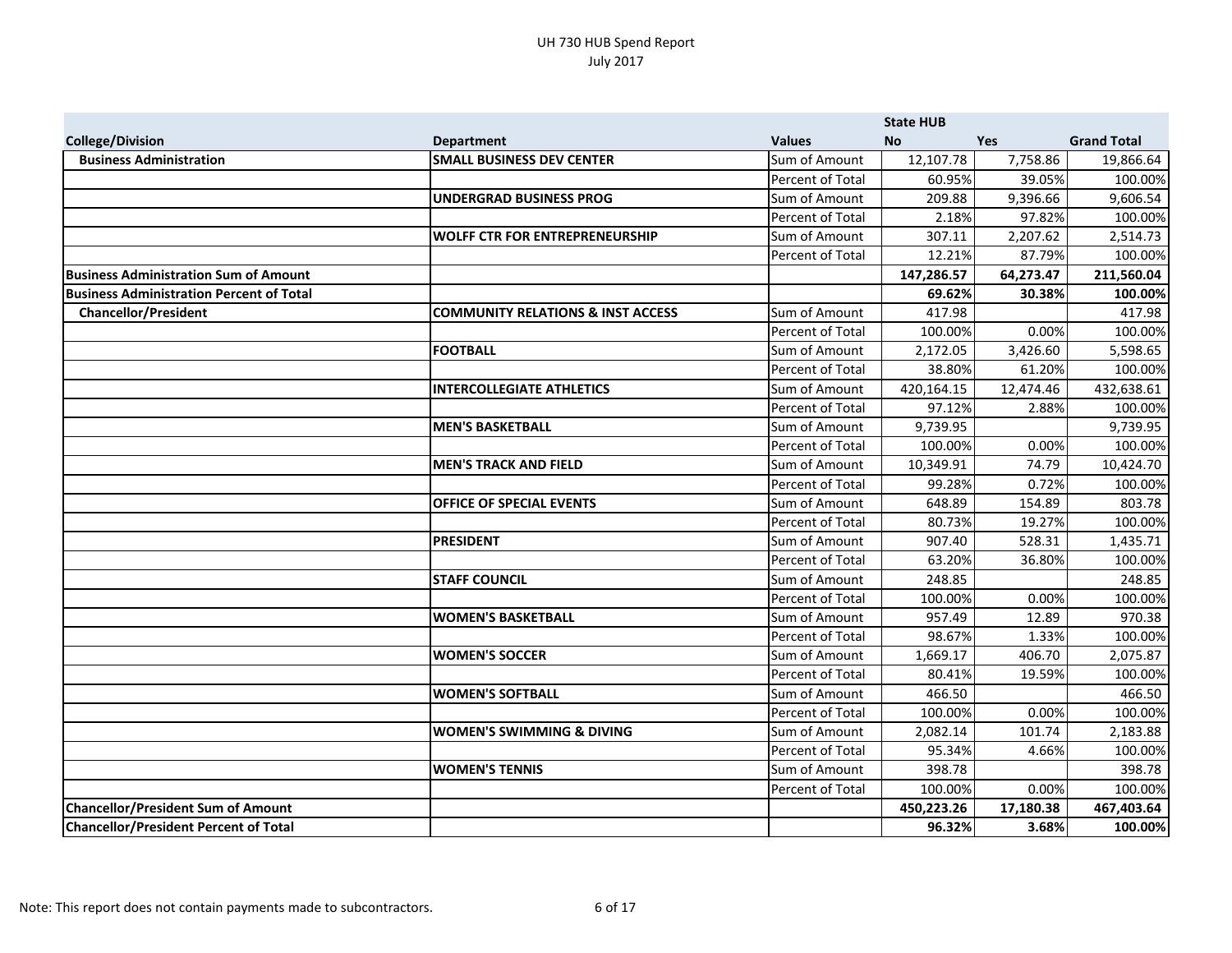| College/Division | Department | Values | State HUB No | Yes | Grand Total |
|---|---|---|---|---|---|
| **Business Administration** | **SMALL BUSINESS DEV CENTER** | Sum of Amount | 12,107.78 | 7,758.86 | 19,866.64 |
| | | Percent of Total | 60.95% | 39.05% | 100.00% |
| | **UNDERGRAD BUSINESS PROG** | Sum of Amount | 209.88 | 9,396.66 | 9,606.54 |
| | | Percent of Total | 2.18% | 97.82% | 100.00% |
| | **WOLFF CTR FOR ENTREPRENEURSHIP** | Sum of Amount | 307.11 | 2,207.62 | 2,514.73 |
| | | Percent of Total | 12.21% | 87.79% | 100.00% |
| **Business Administration Sum of Amount** | | | **147,286.57** | **64,273.47** | **211,560.04** |
| **Business Administration Percent of Total** | | | **69.62%** | **30.38%** | **100.00%** |
| **Chancellor/President** | **COMMUNITY RELATIONS & INST ACCESS** | Sum of Amount | 417.98 | | 417.98 |
| | | Percent of Total | 100.00% | 0.00% | 100.00% |
| | **FOOTBALL** | Sum of Amount | 2,172.05 | 3,426.60 | 5,598.65 |
| | | Percent of Total | 38.80% | 61.20% | 100.00% |
| | **INTERCOLLEGIATE ATHLETICS** | Sum of Amount | 420,164.15 | 12,474.46 | 432,638.61 |
| | | Percent of Total | 97.12% | 2.88% | 100.00% |
| | **MEN'S BASKETBALL** | Sum of Amount | 9,739.95 | | 9,739.95 |
| | | Percent of Total | 100.00% | 0.00% | 100.00% |
| | **MEN'S TRACK AND FIELD** | Sum of Amount | 10,349.91 | 74.79 | 10,424.70 |
| | | Percent of Total | 99.28% | 0.72% | 100.00% |
| | **OFFICE OF SPECIAL EVENTS** | Sum of Amount | 648.89 | 154.89 | 803.78 |
| | | Percent of Total | 80.73% | 19.27% | 100.00% |
| | **PRESIDENT** | Sum of Amount | 907.40 | 528.31 | 1,435.71 |
| | | Percent of Total | 63.20% | 36.80% | 100.00% |
| | **STAFF COUNCIL** | Sum of Amount | 248.85 | | 248.85 |
| | | Percent of Total | 100.00% | 0.00% | 100.00% |
| | **WOMEN'S BASKETBALL** | Sum of Amount | 957.49 | 12.89 | 970.38 |
| | | Percent of Total | 98.67% | 1.33% | 100.00% |
| | **WOMEN'S SOCCER** | Sum of Amount | 1,669.17 | 406.70 | 2,075.87 |
| | | Percent of Total | 80.41% | 19.59% | 100.00% |
| | **WOMEN'S SOFTBALL** | Sum of Amount | 466.50 | | 466.50 |
| | | Percent of Total | 100.00% | 0.00% | 100.00% |
| | **WOMEN'S SWIMMING & DIVING** | Sum of Amount | 2,082.14 | 101.74 | 2,183.88 |
| | | Percent of Total | 95.34% | 4.66% | 100.00% |
| | **WOMEN'S TENNIS** | Sum of Amount | 398.78 | | 398.78 |
| | | Percent of Total | 100.00% | 0.00% | 100.00% |
| **Chancellor/President Sum of Amount** | | | **450,223.26** | **17,180.38** | **467,403.64** |
| **Chancellor/President Percent of Total** | | | **96.32%** | **3.68%** | **100.00%** |

Note: This report does not contain payments made to subcontractors.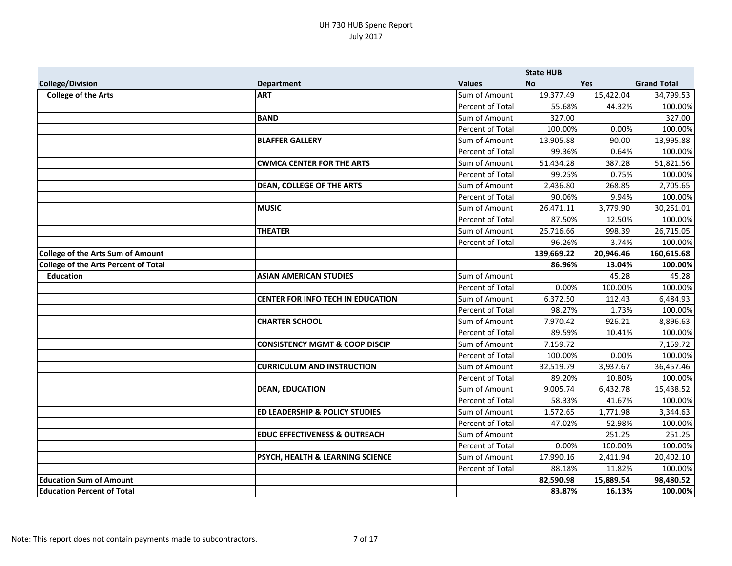# UH 730 HUB Spend Report
July 2017

| | | | State HUB | | |
|---|---|---|---|---|---|
| **College/Division** | **Department** | **Values** | **No** | **Yes** | **Grand Total** |
| **College of the Arts** | **ART** | Sum of Amount | 19,377.49 | 15,422.04 | 34,799.53 |
| | | Percent of Total | 55.68% | 44.32% | 100.00% |
| | **BAND** | Sum of Amount | 327.00 | | 327.00 |
| | | Percent of Total | 100.00% | 0.00% | 100.00% |
| | **BLAFFER GALLERY** | Sum of Amount | 13,905.88 | 90.00 | 13,995.88 |
| | | Percent of Total | 99.36% | 0.64% | 100.00% |
| | **CWMCA CENTER FOR THE ARTS** | Sum of Amount | 51,434.28 | 387.28 | 51,821.56 |
| | | Percent of Total | 99.25% | 0.75% | 100.00% |
| | **DEAN, COLLEGE OF THE ARTS** | Sum of Amount | 2,436.80 | 268.85 | 2,705.65 |
| | | Percent of Total | 90.06% | 9.94% | 100.00% |
| | **MUSIC** | Sum of Amount | 26,471.11 | 3,779.90 | 30,251.01 |
| | | Percent of Total | 87.50% | 12.50% | 100.00% |
| | **THEATER** | Sum of Amount | 25,716.66 | 998.39 | 26,715.05 |
| | | Percent of Total | 96.26% | 3.74% | 100.00% |
| **College of the Arts Sum of Amount** | | | **139,669.22** | **20,946.46** | **160,615.68** |
| **College of the Arts Percent of Total** | | | **86.96%** | **13.04%** | **100.00%** |
| **Education** | **ASIAN AMERICAN STUDIES** | Sum of Amount | | 45.28 | 45.28 |
| | | Percent of Total | 0.00% | 100.00% | 100.00% |
| | **CENTER FOR INFO TECH IN EDUCATION** | Sum of Amount | 6,372.50 | 112.43 | 6,484.93 |
| | | Percent of Total | 98.27% | 1.73% | 100.00% |
| | **CHARTER SCHOOL** | Sum of Amount | 7,970.42 | 926.21 | 8,896.63 |
| | | Percent of Total | 89.59% | 10.41% | 100.00% |
| | **CONSISTENCY MGMT & COOP DISCIP** | Sum of Amount | 7,159.72 | | 7,159.72 |
| | | Percent of Total | 100.00% | 0.00% | 100.00% |
| | **CURRICULUM AND INSTRUCTION** | Sum of Amount | 32,519.79 | 3,937.67 | 36,457.46 |
| | | Percent of Total | 89.20% | 10.80% | 100.00% |
| | **DEAN, EDUCATION** | Sum of Amount | 9,005.74 | 6,432.78 | 15,438.52 |
| | | Percent of Total | 58.33% | 41.67% | 100.00% |
| | **ED LEADERSHIP & POLICY STUDIES** | Sum of Amount | 1,572.65 | 1,771.98 | 3,344.63 |
| | | Percent of Total | 47.02% | 52.98% | 100.00% |
| | **EDUC EFFECTIVENESS & OUTREACH** | Sum of Amount | | 251.25 | 251.25 |
| | | Percent of Total | 0.00% | 100.00% | 100.00% |
| | **PSYCH, HEALTH & LEARNING SCIENCE** | Sum of Amount | 17,990.16 | 2,411.94 | 20,402.10 |
| | | Percent of Total | 88.18% | 11.82% | 100.00% |
| **Education Sum of Amount** | | | **82,590.98** | **15,889.54** | **98,480.52** |
| **Education Percent of Total** | | | **83.87%** | **16.13%** | **100.00%** |

Note: This report does not contain payments made to subcontractors.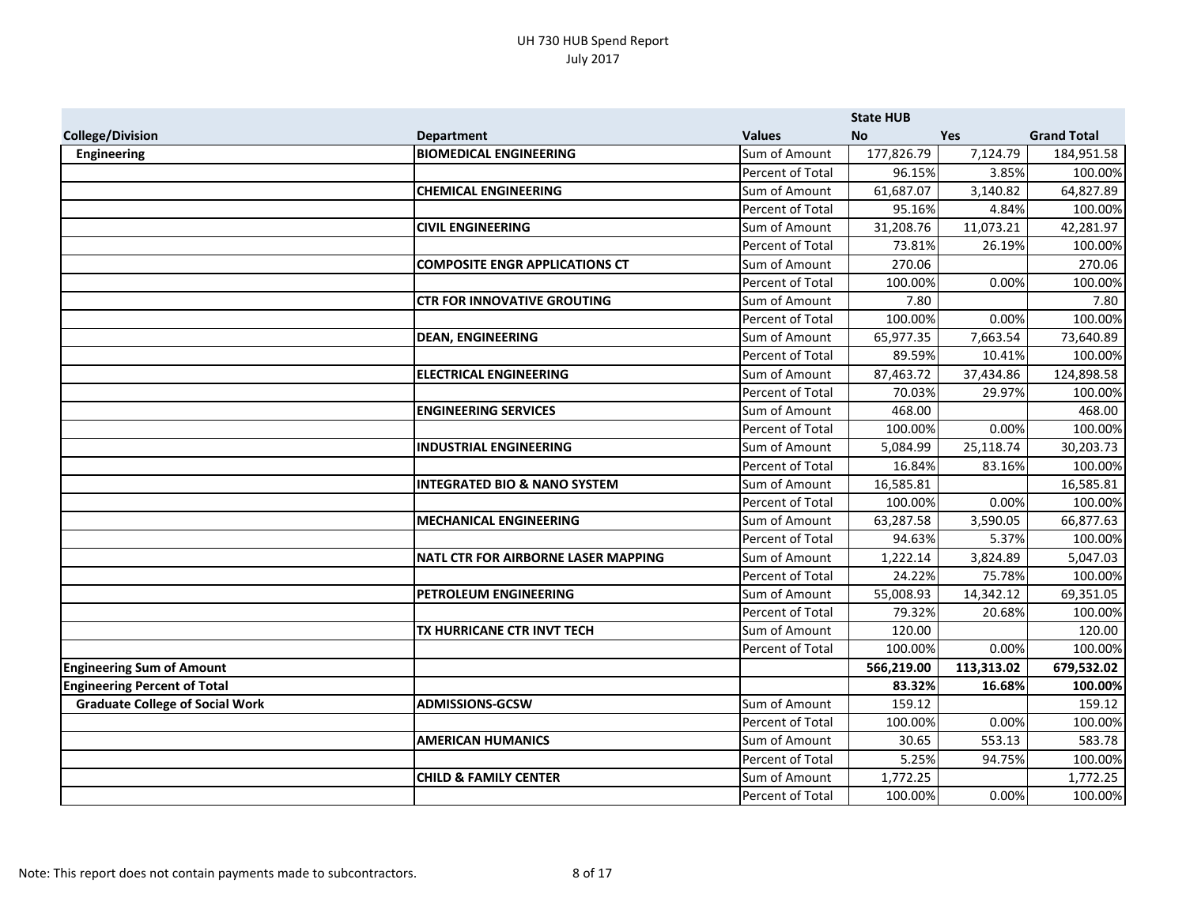UH 730 HUB Spend Report
July 2017

| | | | State HUB | | |
|---|---|---|---|---|---|
| **College/Division** | **Department** | **Values** | **No** | **Yes** | **Grand Total** |
| **Engineering** | **BIOMEDICAL ENGINEERING** | Sum of Amount | 177,826.79 | 7,124.79 | 184,951.58 |
| | | Percent of Total | 96.15% | 3.85% | 100.00% |
| | **CHEMICAL ENGINEERING** | Sum of Amount | 61,687.07 | 3,140.82 | 64,827.89 |
| | | Percent of Total | 95.16% | 4.84% | 100.00% |
| | **CIVIL ENGINEERING** | Sum of Amount | 31,208.76 | 11,073.21 | 42,281.97 |
| | | Percent of Total | 73.81% | 26.19% | 100.00% |
| | **COMPOSITE ENGR APPLICATIONS CT** | Sum of Amount | 270.06 | | 270.06 |
| | | Percent of Total | 100.00% | 0.00% | 100.00% |
| | **CTR FOR INNOVATIVE GROUTING** | Sum of Amount | 7.80 | | 7.80 |
| | | Percent of Total | 100.00% | 0.00% | 100.00% |
| | **DEAN, ENGINEERING** | Sum of Amount | 65,977.35 | 7,663.54 | 73,640.89 |
| | | Percent of Total | 89.59% | 10.41% | 100.00% |
| | **ELECTRICAL ENGINEERING** | Sum of Amount | 87,463.72 | 37,434.86 | 124,898.58 |
| | | Percent of Total | 70.03% | 29.97% | 100.00% |
| | **ENGINEERING SERVICES** | Sum of Amount | 468.00 | | 468.00 |
| | | Percent of Total | 100.00% | 0.00% | 100.00% |
| | **INDUSTRIAL ENGINEERING** | Sum of Amount | 5,084.99 | 25,118.74 | 30,203.73 |
| | | Percent of Total | 16.84% | 83.16% | 100.00% |
| | **INTEGRATED BIO & NANO SYSTEM** | Sum of Amount | 16,585.81 | | 16,585.81 |
| | | Percent of Total | 100.00% | 0.00% | 100.00% |
| | **MECHANICAL ENGINEERING** | Sum of Amount | 63,287.58 | 3,590.05 | 66,877.63 |
| | | Percent of Total | 94.63% | 5.37% | 100.00% |
| | **NATL CTR FOR AIRBORNE LASER MAPPING** | Sum of Amount | 1,222.14 | 3,824.89 | 5,047.03 |
| | | Percent of Total | 24.22% | 75.78% | 100.00% |
| | **PETROLEUM ENGINEERING** | Sum of Amount | 55,008.93 | 14,342.12 | 69,351.05 |
| | | Percent of Total | 79.32% | 20.68% | 100.00% |
| | **TX HURRICANE CTR INVT TECH** | Sum of Amount | 120.00 | | 120.00 |
| | | Percent of Total | 100.00% | 0.00% | 100.00% |
| **Engineering Sum of Amount** | | | **566,219.00** | **113,313.02** | **679,532.02** |
| **Engineering Percent of Total** | | | **83.32%** | **16.68%** | **100.00%** |
| **Graduate College of Social Work** | **ADMISSIONS-GCSW** | Sum of Amount | 159.12 | | 159.12 |
| | | Percent of Total | 100.00% | 0.00% | 100.00% |
| | **AMERICAN HUMANICS** | Sum of Amount | 30.65 | 553.13 | 583.78 |
| | | Percent of Total | 5.25% | 94.75% | 100.00% |
| | **CHILD & FAMILY CENTER** | Sum of Amount | 1,772.25 | | 1,772.25 |
| | | Percent of Total | 100.00% | 0.00% | 100.00% |

Note: This report does not contain payments made to subcontractors.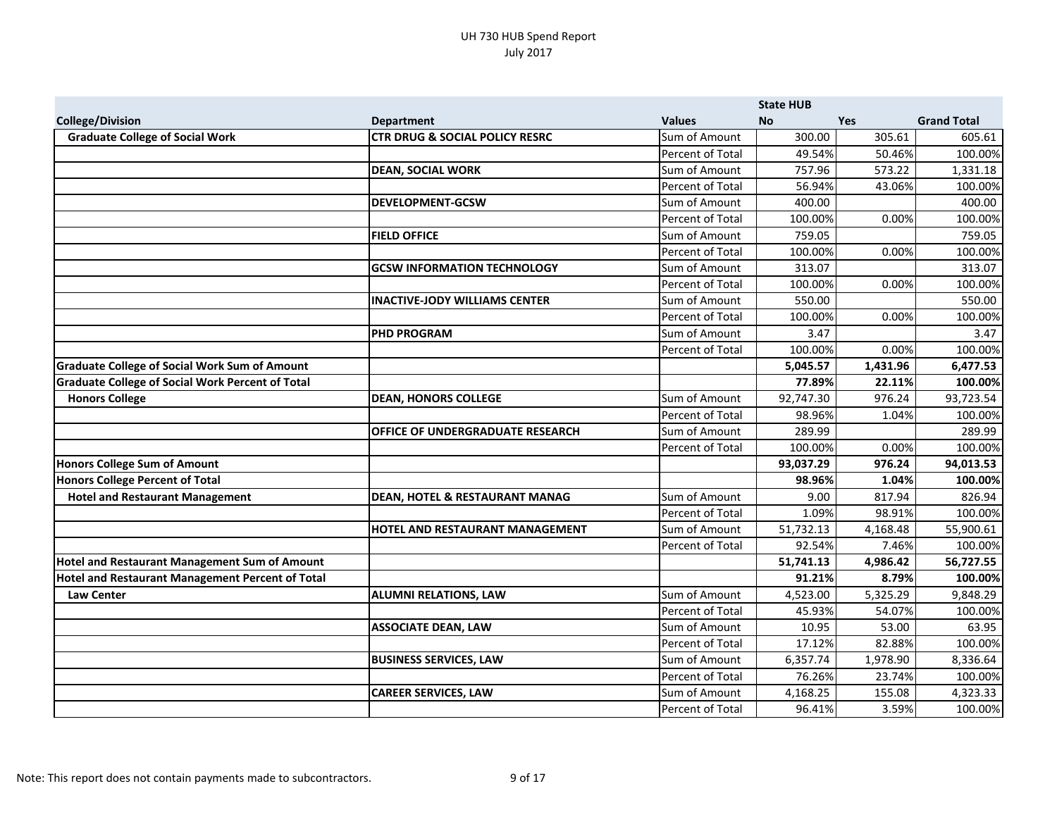UH 730 HUB Spend Report
July 2017

| | | | State HUB | | |
|---|---|---|---|---|---|
| **College/Division** | **Department** | **Values** | **No** | **Yes** | **Grand Total** |
| **Graduate College of Social Work** | **CTR DRUG & SOCIAL POLICY RESRC** | Sum of Amount | 300.00 | 305.61 | 605.61 |
| | | Percent of Total | 49.54% | 50.46% | 100.00% |
| | **DEAN, SOCIAL WORK** | Sum of Amount | 757.96 | 573.22 | 1,331.18 |
| | | Percent of Total | 56.94% | 43.06% | 100.00% |
| | **DEVELOPMENT-GCSW** | Sum of Amount | 400.00 | | 400.00 |
| | | Percent of Total | 100.00% | 0.00% | 100.00% |
| | **FIELD OFFICE** | Sum of Amount | 759.05 | | 759.05 |
| | | Percent of Total | 100.00% | 0.00% | 100.00% |
| | **GCSW INFORMATION TECHNOLOGY** | Sum of Amount | 313.07 | | 313.07 |
| | | Percent of Total | 100.00% | 0.00% | 100.00% |
| | **INACTIVE-JODY WILLIAMS CENTER** | Sum of Amount | 550.00 | | 550.00 |
| | | Percent of Total | 100.00% | 0.00% | 100.00% |
| | **PHD PROGRAM** | Sum of Amount | 3.47 | | 3.47 |
| | | Percent of Total | 100.00% | 0.00% | 100.00% |
| **Graduate College of Social Work Sum of Amount** | | | **5,045.57** | **1,431.96** | **6,477.53** |
| **Graduate College of Social Work Percent of Total** | | | **77.89%** | **22.11%** | **100.00%** |
| **Honors College** | **DEAN, HONORS COLLEGE** | Sum of Amount | 92,747.30 | 976.24 | 93,723.54 |
| | | Percent of Total | 98.96% | 1.04% | 100.00% |
| | **OFFICE OF UNDERGRADUATE RESEARCH** | Sum of Amount | 289.99 | | 289.99 |
| | | Percent of Total | 100.00% | 0.00% | 100.00% |
| **Honors College Sum of Amount** | | | **93,037.29** | **976.24** | **94,013.53** |
| **Honors College Percent of Total** | | | **98.96%** | **1.04%** | **100.00%** |
| **Hotel and Restaurant Management** | **DEAN, HOTEL & RESTAURANT MANAG** | Sum of Amount | 9.00 | 817.94 | 826.94 |
| | | Percent of Total | 1.09% | 98.91% | 100.00% |
| | **HOTEL AND RESTAURANT MANAGEMENT** | Sum of Amount | 51,732.13 | 4,168.48 | 55,900.61 |
| | | Percent of Total | 92.54% | 7.46% | 100.00% |
| **Hotel and Restaurant Management Sum of Amount** | | | **51,741.13** | **4,986.42** | **56,727.55** |
| **Hotel and Restaurant Management Percent of Total** | | | **91.21%** | **8.79%** | **100.00%** |
| **Law Center** | **ALUMNI RELATIONS, LAW** | Sum of Amount | 4,523.00 | 5,325.29 | 9,848.29 |
| | | Percent of Total | 45.93% | 54.07% | 100.00% |
| | **ASSOCIATE DEAN, LAW** | Sum of Amount | 10.95 | 53.00 | 63.95 |
| | | Percent of Total | 17.12% | 82.88% | 100.00% |
| | **BUSINESS SERVICES, LAW** | Sum of Amount | 6,357.74 | 1,978.90 | 8,336.64 |
| | | Percent of Total | 76.26% | 23.74% | 100.00% |
| | **CAREER SERVICES, LAW** | Sum of Amount | 4,168.25 | 155.08 | 4,323.33 |
| | | Percent of Total | 96.41% | 3.59% | 100.00% |

Note: This report does not contain payments made to subcontractors.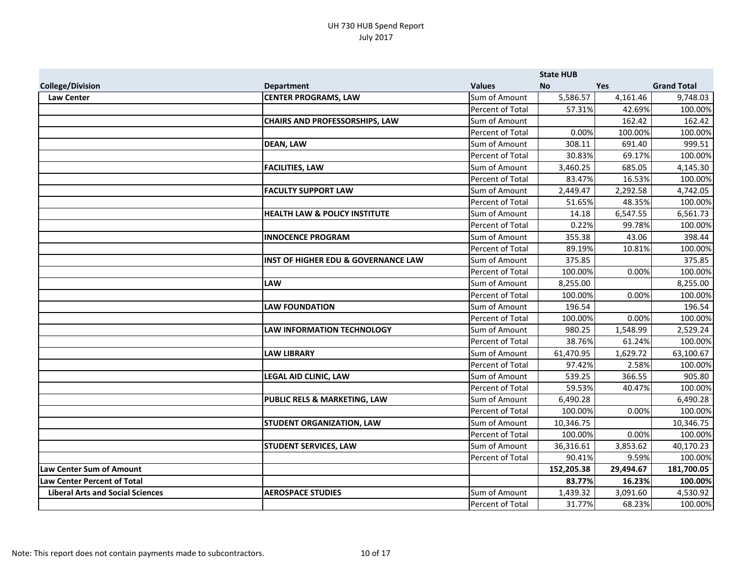# UH 730 HUB Spend Report
July 2017

| | | | State HUB | | |
|---|---|---|---|---|---|
| **College/Division** | **Department** | **Values** | **No** | **Yes** | **Grand Total** |
| **Law Center** | **CENTER PROGRAMS, LAW** | Sum of Amount | 5,586.57 | 4,161.46 | 9,748.03 |
| | | Percent of Total | 57.31% | 42.69% | 100.00% |
| | **CHAIRS AND PROFESSORSHIPS, LAW** | Sum of Amount | | 162.42 | 162.42 |
| | | Percent of Total | 0.00% | 100.00% | 100.00% |
| | **DEAN, LAW** | Sum of Amount | 308.11 | 691.40 | 999.51 |
| | | Percent of Total | 30.83% | 69.17% | 100.00% |
| | **FACILITIES, LAW** | Sum of Amount | 3,460.25 | 685.05 | 4,145.30 |
| | | Percent of Total | 83.47% | 16.53% | 100.00% |
| | **FACULTY SUPPORT LAW** | Sum of Amount | 2,449.47 | 2,292.58 | 4,742.05 |
| | | Percent of Total | 51.65% | 48.35% | 100.00% |
| | **HEALTH LAW & POLICY INSTITUTE** | Sum of Amount | 14.18 | 6,547.55 | 6,561.73 |
| | | Percent of Total | 0.22% | 99.78% | 100.00% |
| | **INNOCENCE PROGRAM** | Sum of Amount | 355.38 | 43.06 | 398.44 |
| | | Percent of Total | 89.19% | 10.81% | 100.00% |
| | **INST OF HIGHER EDU & GOVERNANCE LAW** | Sum of Amount | 375.85 | | 375.85 |
| | | Percent of Total | 100.00% | 0.00% | 100.00% |
| | **LAW** | Sum of Amount | 8,255.00 | | 8,255.00 |
| | | Percent of Total | 100.00% | 0.00% | 100.00% |
| | **LAW FOUNDATION** | Sum of Amount | 196.54 | | 196.54 |
| | | Percent of Total | 100.00% | 0.00% | 100.00% |
| | **LAW INFORMATION TECHNOLOGY** | Sum of Amount | 980.25 | 1,548.99 | 2,529.24 |
| | | Percent of Total | 38.76% | 61.24% | 100.00% |
| | **LAW LIBRARY** | Sum of Amount | 61,470.95 | 1,629.72 | 63,100.67 |
| | | Percent of Total | 97.42% | 2.58% | 100.00% |
| | **LEGAL AID CLINIC, LAW** | Sum of Amount | 539.25 | 366.55 | 905.80 |
| | | Percent of Total | 59.53% | 40.47% | 100.00% |
| | **PUBLIC RELS & MARKETING, LAW** | Sum of Amount | 6,490.28 | | 6,490.28 |
| | | Percent of Total | 100.00% | 0.00% | 100.00% |
| | **STUDENT ORGANIZATION, LAW** | Sum of Amount | 10,346.75 | | 10,346.75 |
| | | Percent of Total | 100.00% | 0.00% | 100.00% |
| | **STUDENT SERVICES, LAW** | Sum of Amount | 36,316.61 | 3,853.62 | 40,170.23 |
| | | Percent of Total | 90.41% | 9.59% | 100.00% |
| **Law Center Sum of Amount** | | | **152,205.38** | **29,494.67** | **181,700.05** |
| **Law Center Percent of Total** | | | **83.77%** | **16.23%** | **100.00%** |
| **Liberal Arts and Social Sciences** | **AEROSPACE STUDIES** | Sum of Amount | 1,439.32 | 3,091.60 | 4,530.92 |
| | | Percent of Total | 31.77% | 68.23% | 100.00% |

Note: This report does not contain payments made to subcontractors.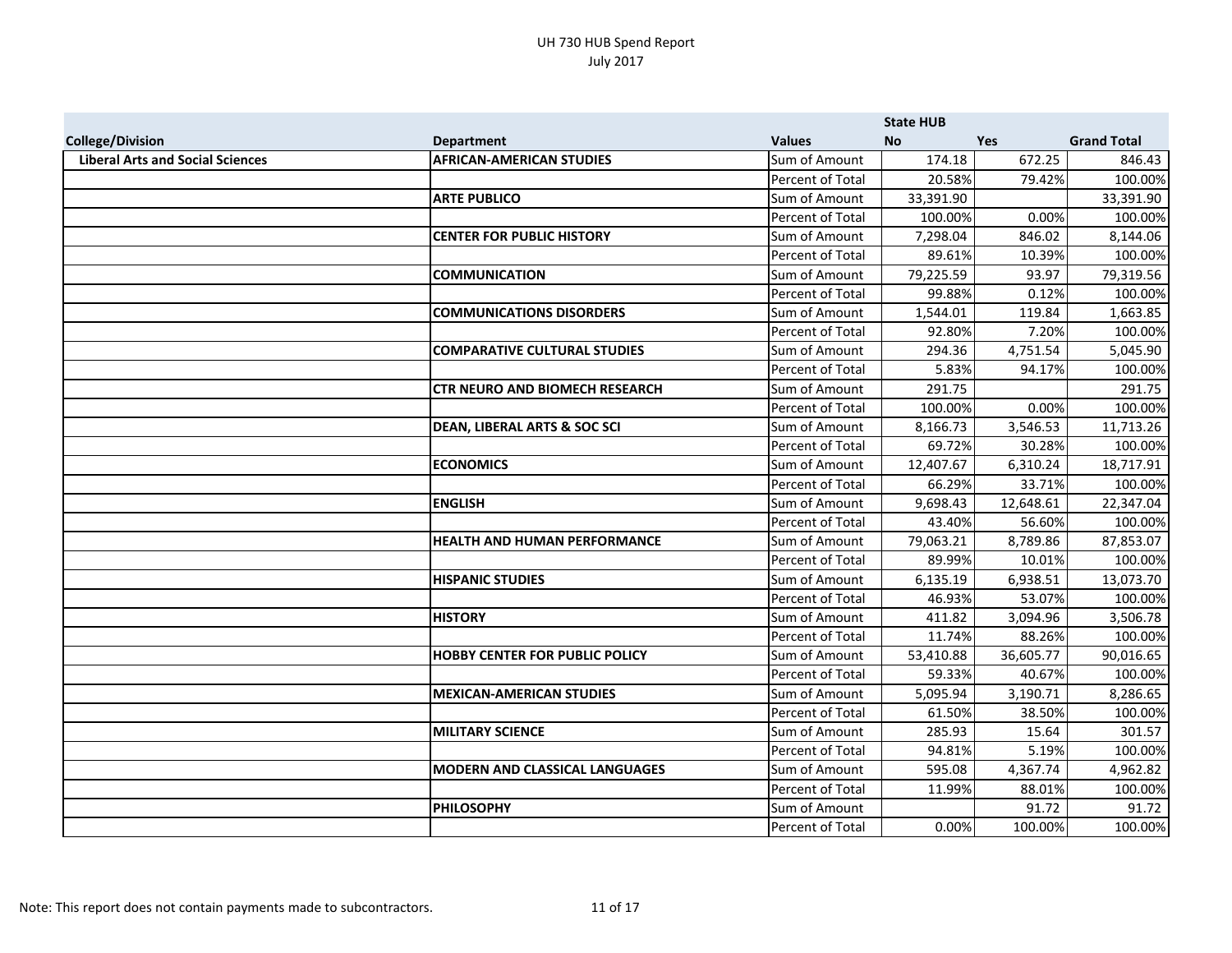# UH 730 HUB Spend Report
July 2017

| | | | State HUB | | |
|---|---|---|---|---|---|
| **College/Division** | **Department** | **Values** | **No** | **Yes** | **Grand Total** |
| **Liberal Arts and Social Sciences** | **AFRICAN-AMERICAN STUDIES** | Sum of Amount | 174.18 | 672.25 | 846.43 |
| | | Percent of Total | 20.58% | 79.42% | 100.00% |
| | **ARTE PUBLICO** | Sum of Amount | 33,391.90 | | 33,391.90 |
| | | Percent of Total | 100.00% | 0.00% | 100.00% |
| | **CENTER FOR PUBLIC HISTORY** | Sum of Amount | 7,298.04 | 846.02 | 8,144.06 |
| | | Percent of Total | 89.61% | 10.39% | 100.00% |
| | **COMMUNICATION** | Sum of Amount | 79,225.59 | 93.97 | 79,319.56 |
| | | Percent of Total | 99.88% | 0.12% | 100.00% |
| | **COMMUNICATIONS DISORDERS** | Sum of Amount | 1,544.01 | 119.84 | 1,663.85 |
| | | Percent of Total | 92.80% | 7.20% | 100.00% |
| | **COMPARATIVE CULTURAL STUDIES** | Sum of Amount | 294.36 | 4,751.54 | 5,045.90 |
| | | Percent of Total | 5.83% | 94.17% | 100.00% |
| | **CTR NEURO AND BIOMECH RESEARCH** | Sum of Amount | 291.75 | | 291.75 |
| | | Percent of Total | 100.00% | 0.00% | 100.00% |
| | **DEAN, LIBERAL ARTS & SOC SCI** | Sum of Amount | 8,166.73 | 3,546.53 | 11,713.26 |
| | | Percent of Total | 69.72% | 30.28% | 100.00% |
| | **ECONOMICS** | Sum of Amount | 12,407.67 | 6,310.24 | 18,717.91 |
| | | Percent of Total | 66.29% | 33.71% | 100.00% |
| | **ENGLISH** | Sum of Amount | 9,698.43 | 12,648.61 | 22,347.04 |
| | | Percent of Total | 43.40% | 56.60% | 100.00% |
| | **HEALTH AND HUMAN PERFORMANCE** | Sum of Amount | 79,063.21 | 8,789.86 | 87,853.07 |
| | | Percent of Total | 89.99% | 10.01% | 100.00% |
| | **HISPANIC STUDIES** | Sum of Amount | 6,135.19 | 6,938.51 | 13,073.70 |
| | | Percent of Total | 46.93% | 53.07% | 100.00% |
| | **HISTORY** | Sum of Amount | 411.82 | 3,094.96 | 3,506.78 |
| | | Percent of Total | 11.74% | 88.26% | 100.00% |
| | **HOBBY CENTER FOR PUBLIC POLICY** | Sum of Amount | 53,410.88 | 36,605.77 | 90,016.65 |
| | | Percent of Total | 59.33% | 40.67% | 100.00% |
| | **MEXICAN-AMERICAN STUDIES** | Sum of Amount | 5,095.94 | 3,190.71 | 8,286.65 |
| | | Percent of Total | 61.50% | 38.50% | 100.00% |
| | **MILITARY SCIENCE** | Sum of Amount | 285.93 | 15.64 | 301.57 |
| | | Percent of Total | 94.81% | 5.19% | 100.00% |
| | **MODERN AND CLASSICAL LANGUAGES** | Sum of Amount | 595.08 | 4,367.74 | 4,962.82 |
| | | Percent of Total | 11.99% | 88.01% | 100.00% |
| | **PHILOSOPHY** | Sum of Amount | | 91.72 | 91.72 |
| | | Percent of Total | 0.00% | 100.00% | 100.00% |

Note: This report does not contain payments made to subcontractors.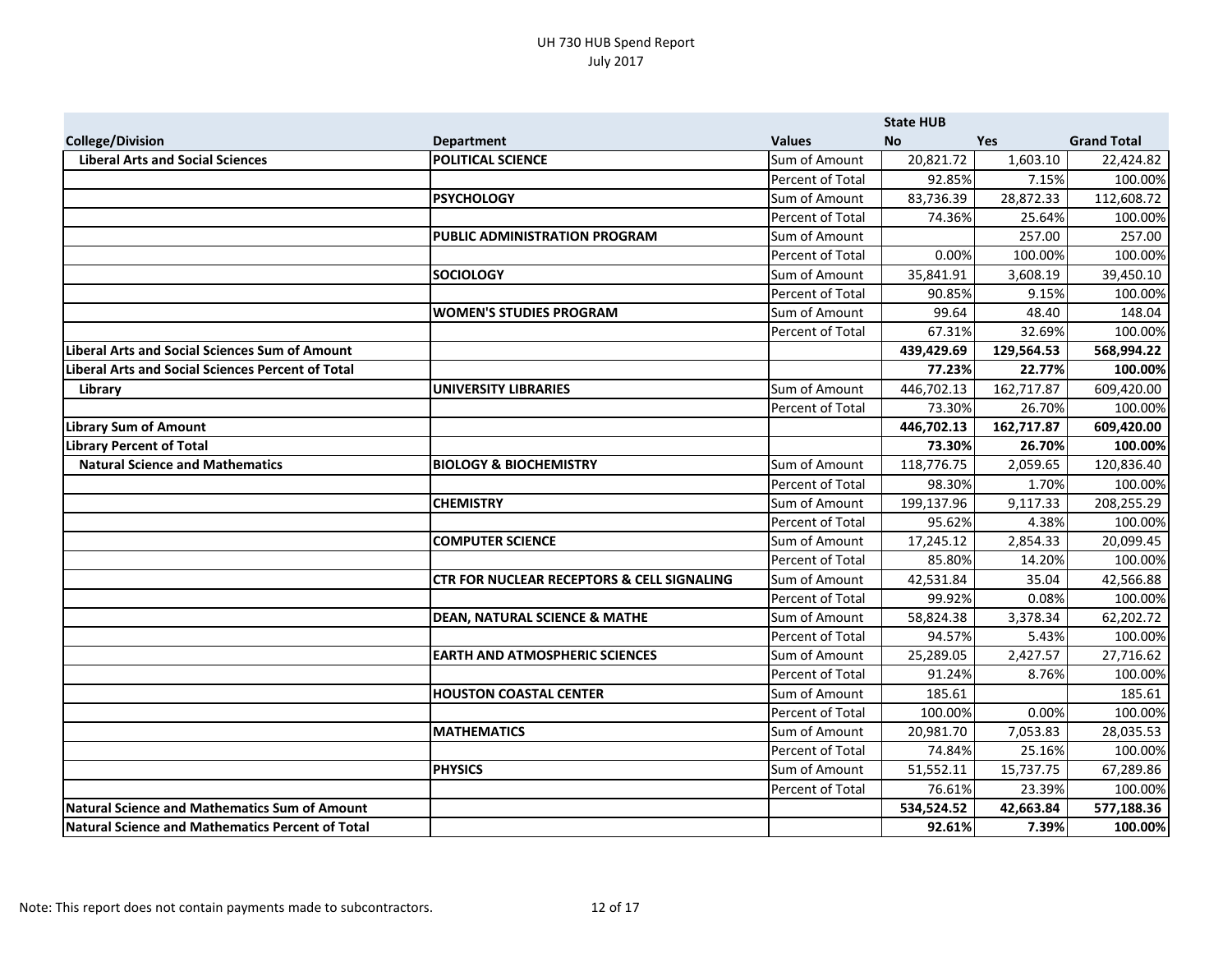# UH 730 HUB Spend Report
July 2017

| | | | State HUB | | |
|---|---|---|---|---|---|
| **College/Division** | **Department** | **Values** | **No** | **Yes** | **Grand Total** |
| **Liberal Arts and Social Sciences** | **POLITICAL SCIENCE** | Sum of Amount | 20,821.72 | 1,603.10 | 22,424.82 |
| | | Percent of Total | 92.85% | 7.15% | 100.00% |
| | **PSYCHOLOGY** | Sum of Amount | 83,736.39 | 28,872.33 | 112,608.72 |
| | | Percent of Total | 74.36% | 25.64% | 100.00% |
| | **PUBLIC ADMINISTRATION PROGRAM** | Sum of Amount | | 257.00 | 257.00 |
| | | Percent of Total | 0.00% | 100.00% | 100.00% |
| | **SOCIOLOGY** | Sum of Amount | 35,841.91 | 3,608.19 | 39,450.10 |
| | | Percent of Total | 90.85% | 9.15% | 100.00% |
| | **WOMEN'S STUDIES PROGRAM** | Sum of Amount | 99.64 | 48.40 | 148.04 |
| | | Percent of Total | 67.31% | 32.69% | 100.00% |
| **Liberal Arts and Social Sciences Sum of Amount** | | | **439,429.69** | **129,564.53** | **568,994.22** |
| **Liberal Arts and Social Sciences Percent of Total** | | | **77.23%** | **22.77%** | **100.00%** |
| **Library** | **UNIVERSITY LIBRARIES** | Sum of Amount | 446,702.13 | 162,717.87 | 609,420.00 |
| | | Percent of Total | 73.30% | 26.70% | 100.00% |
| **Library Sum of Amount** | | | **446,702.13** | **162,717.87** | **609,420.00** |
| **Library Percent of Total** | | | **73.30%** | **26.70%** | **100.00%** |
| **Natural Science and Mathematics** | **BIOLOGY & BIOCHEMISTRY** | Sum of Amount | 118,776.75 | 2,059.65 | 120,836.40 |
| | | Percent of Total | 98.30% | 1.70% | 100.00% |
| | **CHEMISTRY** | Sum of Amount | 199,137.96 | 9,117.33 | 208,255.29 |
| | | Percent of Total | 95.62% | 4.38% | 100.00% |
| | **COMPUTER SCIENCE** | Sum of Amount | 17,245.12 | 2,854.33 | 20,099.45 |
| | | Percent of Total | 85.80% | 14.20% | 100.00% |
| | **CTR FOR NUCLEAR RECEPTORS & CELL SIGNALING** | Sum of Amount | 42,531.84 | 35.04 | 42,566.88 |
| | | Percent of Total | 99.92% | 0.08% | 100.00% |
| | **DEAN, NATURAL SCIENCE & MATHE** | Sum of Amount | 58,824.38 | 3,378.34 | 62,202.72 |
| | | Percent of Total | 94.57% | 5.43% | 100.00% |
| | **EARTH AND ATMOSPHERIC SCIENCES** | Sum of Amount | 25,289.05 | 2,427.57 | 27,716.62 |
| | | Percent of Total | 91.24% | 8.76% | 100.00% |
| | **HOUSTON COASTAL CENTER** | Sum of Amount | 185.61 | | 185.61 |
| | | Percent of Total | 100.00% | 0.00% | 100.00% |
| | **MATHEMATICS** | Sum of Amount | 20,981.70 | 7,053.83 | 28,035.53 |
| | | Percent of Total | 74.84% | 25.16% | 100.00% |
| | **PHYSICS** | Sum of Amount | 51,552.11 | 15,737.75 | 67,289.86 |
| | | Percent of Total | 76.61% | 23.39% | 100.00% |
| **Natural Science and Mathematics Sum of Amount** | | | **534,524.52** | **42,663.84** | **577,188.36** |
| **Natural Science and Mathematics Percent of Total** | | | **92.61%** | **7.39%** | **100.00%** |

Note: This report does not contain payments made to subcontractors.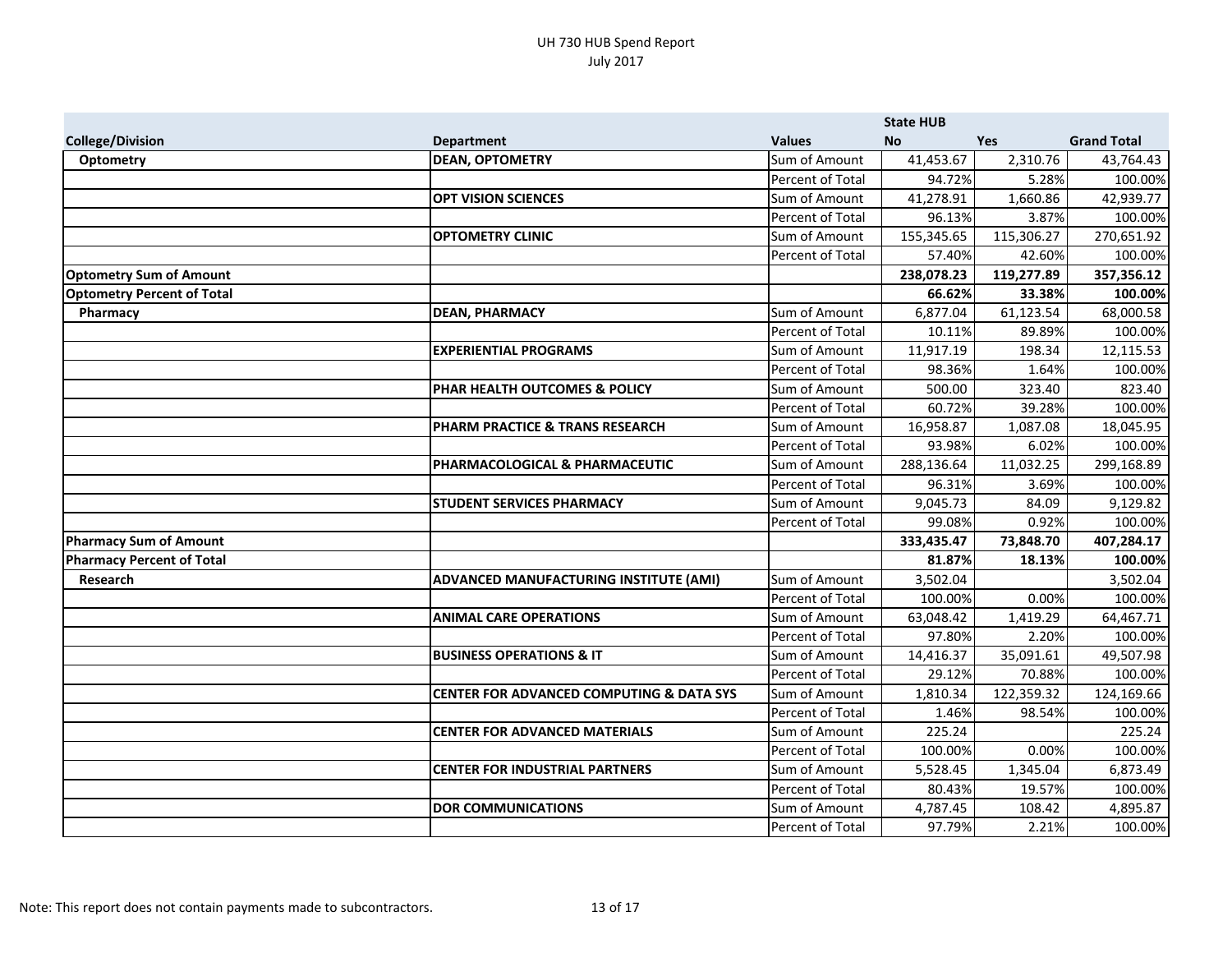UH 730 HUB Spend Report
July 2017

| | | | State HUB | | |
|---|---|---|---|---|---|
| **College/Division** | **Department** | **Values** | **No** | **Yes** | **Grand Total** |
| **Optometry** | **DEAN, OPTOMETRY** | Sum of Amount | 41,453.67 | 2,310.76 | 43,764.43 |
| | | Percent of Total | 94.72% | 5.28% | 100.00% |
| | **OPT VISION SCIENCES** | Sum of Amount | 41,278.91 | 1,660.86 | 42,939.77 |
| | | Percent of Total | 96.13% | 3.87% | 100.00% |
| | **OPTOMETRY CLINIC** | Sum of Amount | 155,345.65 | 115,306.27 | 270,651.92 |
| | | Percent of Total | 57.40% | 42.60% | 100.00% |
| **Optometry Sum of Amount** | | | **238,078.23** | **119,277.89** | **357,356.12** |
| **Optometry Percent of Total** | | | **66.62%** | **33.38%** | **100.00%** |
| **Pharmacy** | **DEAN, PHARMACY** | Sum of Amount | 6,877.04 | 61,123.54 | 68,000.58 |
| | | Percent of Total | 10.11% | 89.89% | 100.00% |
| | **EXPERIENTIAL PROGRAMS** | Sum of Amount | 11,917.19 | 198.34 | 12,115.53 |
| | | Percent of Total | 98.36% | 1.64% | 100.00% |
| | **PHAR HEALTH OUTCOMES & POLICY** | Sum of Amount | 500.00 | 323.40 | 823.40 |
| | | Percent of Total | 60.72% | 39.28% | 100.00% |
| | **PHARM PRACTICE & TRANS RESEARCH** | Sum of Amount | 16,958.87 | 1,087.08 | 18,045.95 |
| | | Percent of Total | 93.98% | 6.02% | 100.00% |
| | **PHARMACOLOGICAL & PHARMACEUTIC** | Sum of Amount | 288,136.64 | 11,032.25 | 299,168.89 |
| | | Percent of Total | 96.31% | 3.69% | 100.00% |
| | **STUDENT SERVICES PHARMACY** | Sum of Amount | 9,045.73 | 84.09 | 9,129.82 |
| | | Percent of Total | 99.08% | 0.92% | 100.00% |
| **Pharmacy Sum of Amount** | | | **333,435.47** | **73,848.70** | **407,284.17** |
| **Pharmacy Percent of Total** | | | **81.87%** | **18.13%** | **100.00%** |
| **Research** | **ADVANCED MANUFACTURING INSTITUTE (AMI)** | Sum of Amount | 3,502.04 | | 3,502.04 |
| | | Percent of Total | 100.00% | 0.00% | 100.00% |
| | **ANIMAL CARE OPERATIONS** | Sum of Amount | 63,048.42 | 1,419.29 | 64,467.71 |
| | | Percent of Total | 97.80% | 2.20% | 100.00% |
| | **BUSINESS OPERATIONS & IT** | Sum of Amount | 14,416.37 | 35,091.61 | 49,507.98 |
| | | Percent of Total | 29.12% | 70.88% | 100.00% |
| | **CENTER FOR ADVANCED COMPUTING & DATA SYS** | Sum of Amount | 1,810.34 | 122,359.32 | 124,169.66 |
| | | Percent of Total | 1.46% | 98.54% | 100.00% |
| | **CENTER FOR ADVANCED MATERIALS** | Sum of Amount | 225.24 | | 225.24 |
| | | Percent of Total | 100.00% | 0.00% | 100.00% |
| | **CENTER FOR INDUSTRIAL PARTNERS** | Sum of Amount | 5,528.45 | 1,345.04 | 6,873.49 |
| | | Percent of Total | 80.43% | 19.57% | 100.00% |
| | **DOR COMMUNICATIONS** | Sum of Amount | 4,787.45 | 108.42 | 4,895.87 |
| | | Percent of Total | 97.79% | 2.21% | 100.00% |

Note: This report does not contain payments made to subcontractors.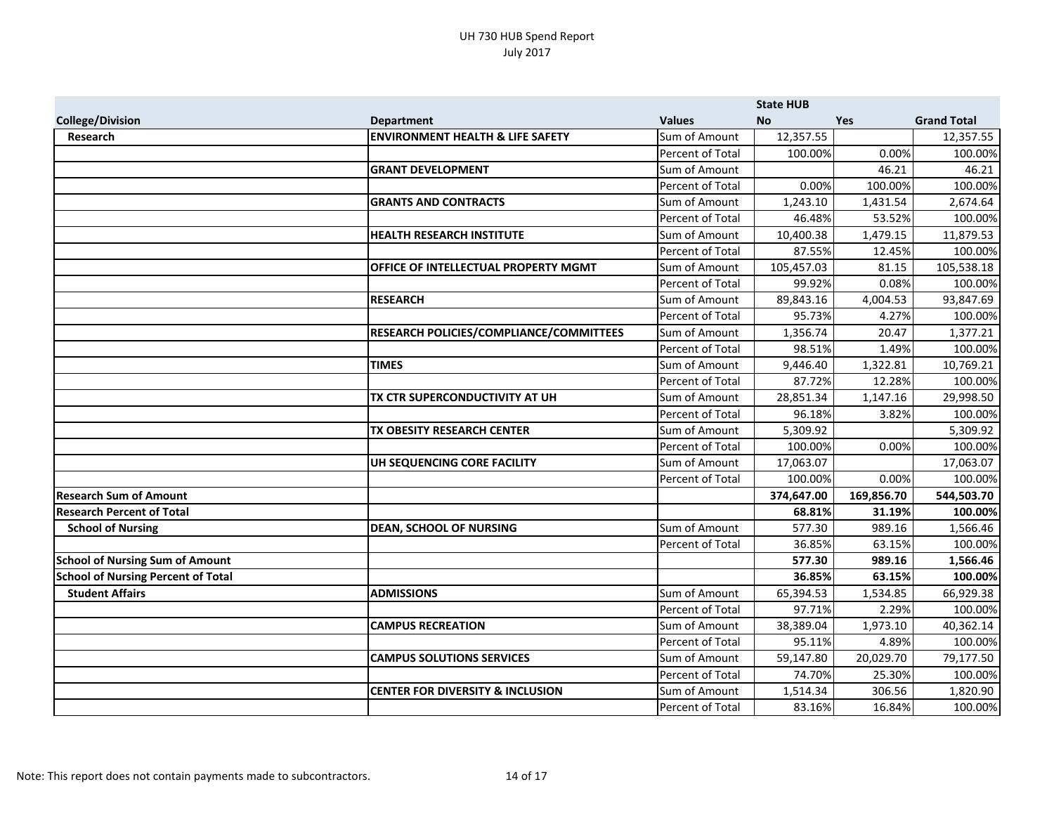# UH 730 HUB Spend Report
July 2017

| | | | State HUB | | |
|---|---|---|---|---|---|
| **College/Division** | **Department** | **Values** | **No** | **Yes** | **Grand Total** |
| **Research** | **ENVIRONMENT HEALTH & LIFE SAFETY** | Sum of Amount | 12,357.55 | | 12,357.55 |
| | | Percent of Total | 100.00% | 0.00% | 100.00% |
| | **GRANT DEVELOPMENT** | Sum of Amount | | 46.21 | 46.21 |
| | | Percent of Total | 0.00% | 100.00% | 100.00% |
| | **GRANTS AND CONTRACTS** | Sum of Amount | 1,243.10 | 1,431.54 | 2,674.64 |
| | | Percent of Total | 46.48% | 53.52% | 100.00% |
| | **HEALTH RESEARCH INSTITUTE** | Sum of Amount | 10,400.38 | 1,479.15 | 11,879.53 |
| | | Percent of Total | 87.55% | 12.45% | 100.00% |
| | **OFFICE OF INTELLECTUAL PROPERTY MGMT** | Sum of Amount | 105,457.03 | 81.15 | 105,538.18 |
| | | Percent of Total | 99.92% | 0.08% | 100.00% |
| | **RESEARCH** | Sum of Amount | 89,843.16 | 4,004.53 | 93,847.69 |
| | | Percent of Total | 95.73% | 4.27% | 100.00% |
| | **RESEARCH POLICIES/COMPLIANCE/COMMITTEES** | Sum of Amount | 1,356.74 | 20.47 | 1,377.21 |
| | | Percent of Total | 98.51% | 1.49% | 100.00% |
| | **TIMES** | Sum of Amount | 9,446.40 | 1,322.81 | 10,769.21 |
| | | Percent of Total | 87.72% | 12.28% | 100.00% |
| | **TX CTR SUPERCONDUCTIVITY AT UH** | Sum of Amount | 28,851.34 | 1,147.16 | 29,998.50 |
| | | Percent of Total | 96.18% | 3.82% | 100.00% |
| | **TX OBESITY RESEARCH CENTER** | Sum of Amount | 5,309.92 | | 5,309.92 |
| | | Percent of Total | 100.00% | 0.00% | 100.00% |
| | **UH SEQUENCING CORE FACILITY** | Sum of Amount | 17,063.07 | | 17,063.07 |
| | | Percent of Total | 100.00% | 0.00% | 100.00% |
| **Research Sum of Amount** | | | **374,647.00** | **169,856.70** | **544,503.70** |
| **Research Percent of Total** | | | **68.81%** | **31.19%** | **100.00%** |
| **School of Nursing** | **DEAN, SCHOOL OF NURSING** | Sum of Amount | 577.30 | 989.16 | 1,566.46 |
| | | Percent of Total | 36.85% | 63.15% | 100.00% |
| **School of Nursing Sum of Amount** | | | **577.30** | **989.16** | **1,566.46** |
| **School of Nursing Percent of Total** | | | **36.85%** | **63.15%** | **100.00%** |
| **Student Affairs** | **ADMISSIONS** | Sum of Amount | 65,394.53 | 1,534.85 | 66,929.38 |
| | | Percent of Total | 97.71% | 2.29% | 100.00% |
| | **CAMPUS RECREATION** | Sum of Amount | 38,389.04 | 1,973.10 | 40,362.14 |
| | | Percent of Total | 95.11% | 4.89% | 100.00% |
| | **CAMPUS SOLUTIONS SERVICES** | Sum of Amount | 59,147.80 | 20,029.70 | 79,177.50 |
| | | Percent of Total | 74.70% | 25.30% | 100.00% |
| | **CENTER FOR DIVERSITY & INCLUSION** | Sum of Amount | 1,514.34 | 306.56 | 1,820.90 |
| | | Percent of Total | 83.16% | 16.84% | 100.00% |

Note: This report does not contain payments made to subcontractors.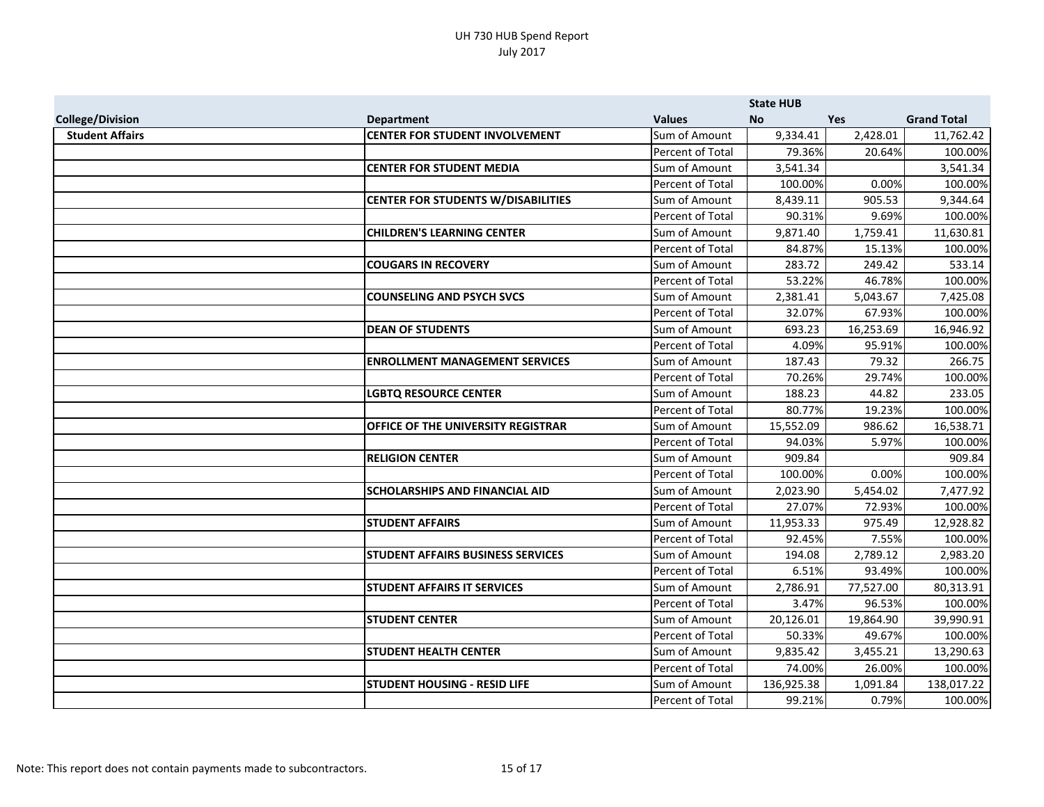# UH 730 HUB Spend Report
July 2017

| | | | State HUB | | |
|---|---|---|---|---|---|
| **College/Division** | **Department** | **Values** | **No** | **Yes** | **Grand Total** |
| **Student Affairs** | **CENTER FOR STUDENT INVOLVEMENT** | Sum of Amount | 9,334.41 | 2,428.01 | 11,762.42 |
| | | Percent of Total | 79.36% | 20.64% | 100.00% |
| | **CENTER FOR STUDENT MEDIA** | Sum of Amount | 3,541.34 | | 3,541.34 |
| | | Percent of Total | 100.00% | 0.00% | 100.00% |
| | **CENTER FOR STUDENTS W/DISABILITIES** | Sum of Amount | 8,439.11 | 905.53 | 9,344.64 |
| | | Percent of Total | 90.31% | 9.69% | 100.00% |
| | **CHILDREN'S LEARNING CENTER** | Sum of Amount | 9,871.40 | 1,759.41 | 11,630.81 |
| | | Percent of Total | 84.87% | 15.13% | 100.00% |
| | **COUGARS IN RECOVERY** | Sum of Amount | 283.72 | 249.42 | 533.14 |
| | | Percent of Total | 53.22% | 46.78% | 100.00% |
| | **COUNSELING AND PSYCH SVCS** | Sum of Amount | 2,381.41 | 5,043.67 | 7,425.08 |
| | | Percent of Total | 32.07% | 67.93% | 100.00% |
| | **DEAN OF STUDENTS** | Sum of Amount | 693.23 | 16,253.69 | 16,946.92 |
| | | Percent of Total | 4.09% | 95.91% | 100.00% |
| | **ENROLLMENT MANAGEMENT SERVICES** | Sum of Amount | 187.43 | 79.32 | 266.75 |
| | | Percent of Total | 70.26% | 29.74% | 100.00% |
| | **LGBTQ RESOURCE CENTER** | Sum of Amount | 188.23 | 44.82 | 233.05 |
| | | Percent of Total | 80.77% | 19.23% | 100.00% |
| | **OFFICE OF THE UNIVERSITY REGISTRAR** | Sum of Amount | 15,552.09 | 986.62 | 16,538.71 |
| | | Percent of Total | 94.03% | 5.97% | 100.00% |
| | **RELIGION CENTER** | Sum of Amount | 909.84 | | 909.84 |
| | | Percent of Total | 100.00% | 0.00% | 100.00% |
| | **SCHOLARSHIPS AND FINANCIAL AID** | Sum of Amount | 2,023.90 | 5,454.02 | 7,477.92 |
| | | Percent of Total | 27.07% | 72.93% | 100.00% |
| | **STUDENT AFFAIRS** | Sum of Amount | 11,953.33 | 975.49 | 12,928.82 |
| | | Percent of Total | 92.45% | 7.55% | 100.00% |
| | **STUDENT AFFAIRS BUSINESS SERVICES** | Sum of Amount | 194.08 | 2,789.12 | 2,983.20 |
| | | Percent of Total | 6.51% | 93.49% | 100.00% |
| | **STUDENT AFFAIRS IT SERVICES** | Sum of Amount | 2,786.91 | 77,527.00 | 80,313.91 |
| | | Percent of Total | 3.47% | 96.53% | 100.00% |
| | **STUDENT CENTER** | Sum of Amount | 20,126.01 | 19,864.90 | 39,990.91 |
| | | Percent of Total | 50.33% | 49.67% | 100.00% |
| | **STUDENT HEALTH CENTER** | Sum of Amount | 9,835.42 | 3,455.21 | 13,290.63 |
| | | Percent of Total | 74.00% | 26.00% | 100.00% |
| | **STUDENT HOUSING - RESID LIFE** | Sum of Amount | 136,925.38 | 1,091.84 | 138,017.22 |
| | | Percent of Total | 99.21% | 0.79% | 100.00% |

Note: This report does not contain payments made to subcontractors.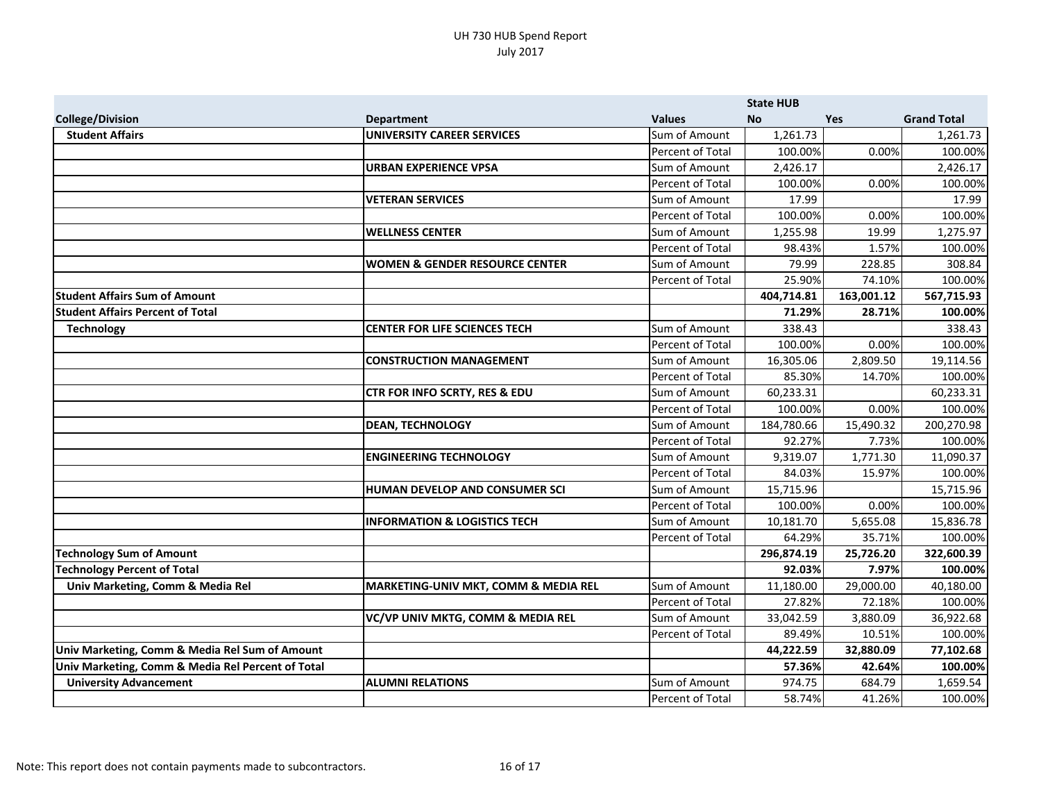UH 730 HUB Spend Report
July 2017

| | | | State HUB | | |
|---|---|---|---|---|---|
| **College/Division** | **Department** | **Values** | **No** | **Yes** | **Grand Total** |
| **Student Affairs** | **UNIVERSITY CAREER SERVICES** | Sum of Amount | 1,261.73 | | 1,261.73 |
| | | Percent of Total | 100.00% | 0.00% | 100.00% |
| | **URBAN EXPERIENCE VPSA** | Sum of Amount | 2,426.17 | | 2,426.17 |
| | | Percent of Total | 100.00% | 0.00% | 100.00% |
| | **VETERAN SERVICES** | Sum of Amount | 17.99 | | 17.99 |
| | | Percent of Total | 100.00% | 0.00% | 100.00% |
| | **WELLNESS CENTER** | Sum of Amount | 1,255.98 | 19.99 | 1,275.97 |
| | | Percent of Total | 98.43% | 1.57% | 100.00% |
| | **WOMEN & GENDER RESOURCE CENTER** | Sum of Amount | 79.99 | 228.85 | 308.84 |
| | | Percent of Total | 25.90% | 74.10% | 100.00% |
| **Student Affairs Sum of Amount** | | | **404,714.81** | **163,001.12** | **567,715.93** |
| **Student Affairs Percent of Total** | | | **71.29%** | **28.71%** | **100.00%** |
| **Technology** | **CENTER FOR LIFE SCIENCES TECH** | Sum of Amount | 338.43 | | 338.43 |
| | | Percent of Total | 100.00% | 0.00% | 100.00% |
| | **CONSTRUCTION MANAGEMENT** | Sum of Amount | 16,305.06 | 2,809.50 | 19,114.56 |
| | | Percent of Total | 85.30% | 14.70% | 100.00% |
| | **CTR FOR INFO SCRTY, RES & EDU** | Sum of Amount | 60,233.31 | | 60,233.31 |
| | | Percent of Total | 100.00% | 0.00% | 100.00% |
| | **DEAN, TECHNOLOGY** | Sum of Amount | 184,780.66 | 15,490.32 | 200,270.98 |
| | | Percent of Total | 92.27% | 7.73% | 100.00% |
| | **ENGINEERING TECHNOLOGY** | Sum of Amount | 9,319.07 | 1,771.30 | 11,090.37 |
| | | Percent of Total | 84.03% | 15.97% | 100.00% |
| | **HUMAN DEVELOP AND CONSUMER SCI** | Sum of Amount | 15,715.96 | | 15,715.96 |
| | | Percent of Total | 100.00% | 0.00% | 100.00% |
| | **INFORMATION & LOGISTICS TECH** | Sum of Amount | 10,181.70 | 5,655.08 | 15,836.78 |
| | | Percent of Total | 64.29% | 35.71% | 100.00% |
| **Technology Sum of Amount** | | | **296,874.19** | **25,726.20** | **322,600.39** |
| **Technology Percent of Total** | | | **92.03%** | **7.97%** | **100.00%** |
| **Univ Marketing, Comm & Media Rel** | **MARKETING-UNIV MKT, COMM & MEDIA REL** | Sum of Amount | 11,180.00 | 29,000.00 | 40,180.00 |
| | | Percent of Total | 27.82% | 72.18% | 100.00% |
| | **VC/VP UNIV MKTG, COMM & MEDIA REL** | Sum of Amount | 33,042.59 | 3,880.09 | 36,922.68 |
| | | Percent of Total | 89.49% | 10.51% | 100.00% |
| **Univ Marketing, Comm & Media Rel Sum of Amount** | | | **44,222.59** | **32,880.09** | **77,102.68** |
| **Univ Marketing, Comm & Media Rel Percent of Total** | | | **57.36%** | **42.64%** | **100.00%** |
| **University Advancement** | **ALUMNI RELATIONS** | Sum of Amount | 974.75 | 684.79 | 1,659.54 |
| | | Percent of Total | 58.74% | 41.26% | 100.00% |

Note: This report does not contain payments made to subcontractors.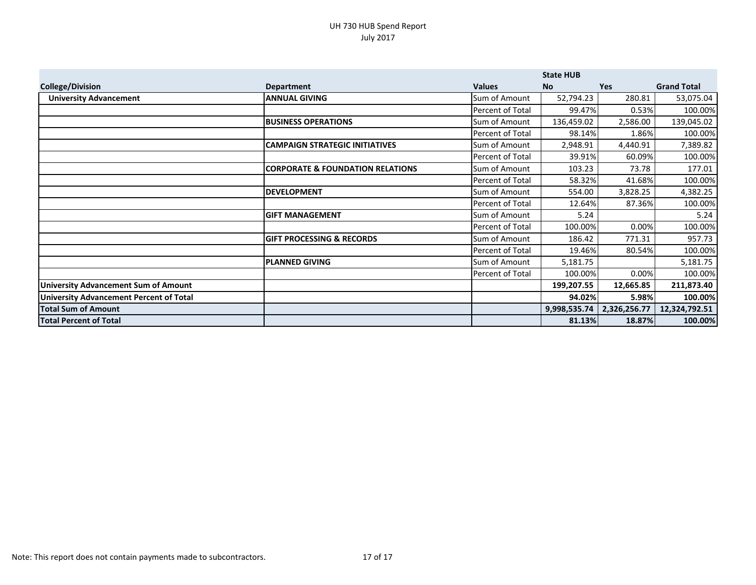UH 730 HUB Spend Report
July 2017

| | | | State HUB | | |
|---|---|---|---|---|---|
| **College/Division** | **Department** | **Values** | **No** | **Yes** | **Grand Total** |
| **University Advancement** | **ANNUAL GIVING** | Sum of Amount | 52,794.23 | 280.81 | 53,075.04 |
| | | Percent of Total | 99.47% | 0.53% | 100.00% |
| | **BUSINESS OPERATIONS** | Sum of Amount | 136,459.02 | 2,586.00 | 139,045.02 |
| | | Percent of Total | 98.14% | 1.86% | 100.00% |
| | **CAMPAIGN STRATEGIC INITIATIVES** | Sum of Amount | 2,948.91 | 4,440.91 | 7,389.82 |
| | | Percent of Total | 39.91% | 60.09% | 100.00% |
| | **CORPORATE & FOUNDATION RELATIONS** | Sum of Amount | 103.23 | 73.78 | 177.01 |
| | | Percent of Total | 58.32% | 41.68% | 100.00% |
| | **DEVELOPMENT** | Sum of Amount | 554.00 | 3,828.25 | 4,382.25 |
| | | Percent of Total | 12.64% | 87.36% | 100.00% |
| | **GIFT MANAGEMENT** | Sum of Amount | 5.24 | | 5.24 |
| | | Percent of Total | 100.00% | 0.00% | 100.00% |
| | **GIFT PROCESSING & RECORDS** | Sum of Amount | 186.42 | 771.31 | 957.73 |
| | | Percent of Total | 19.46% | 80.54% | 100.00% |
| | **PLANNED GIVING** | Sum of Amount | 5,181.75 | | 5,181.75 |
| | | Percent of Total | 100.00% | 0.00% | 100.00% |
| **University Advancement Sum of Amount** | | | **199,207.55** | **12,665.85** | **211,873.40** |
| **University Advancement Percent of Total** | | | **94.02%** | **5.98%** | **100.00%** |
| **Total Sum of Amount** | | | **9,998,535.74** | **2,326,256.77** | **12,324,792.51** |
| **Total Percent of Total** | | | **81.13%** | **18.87%** | **100.00%** |

Note: This report does not contain payments made to subcontractors.